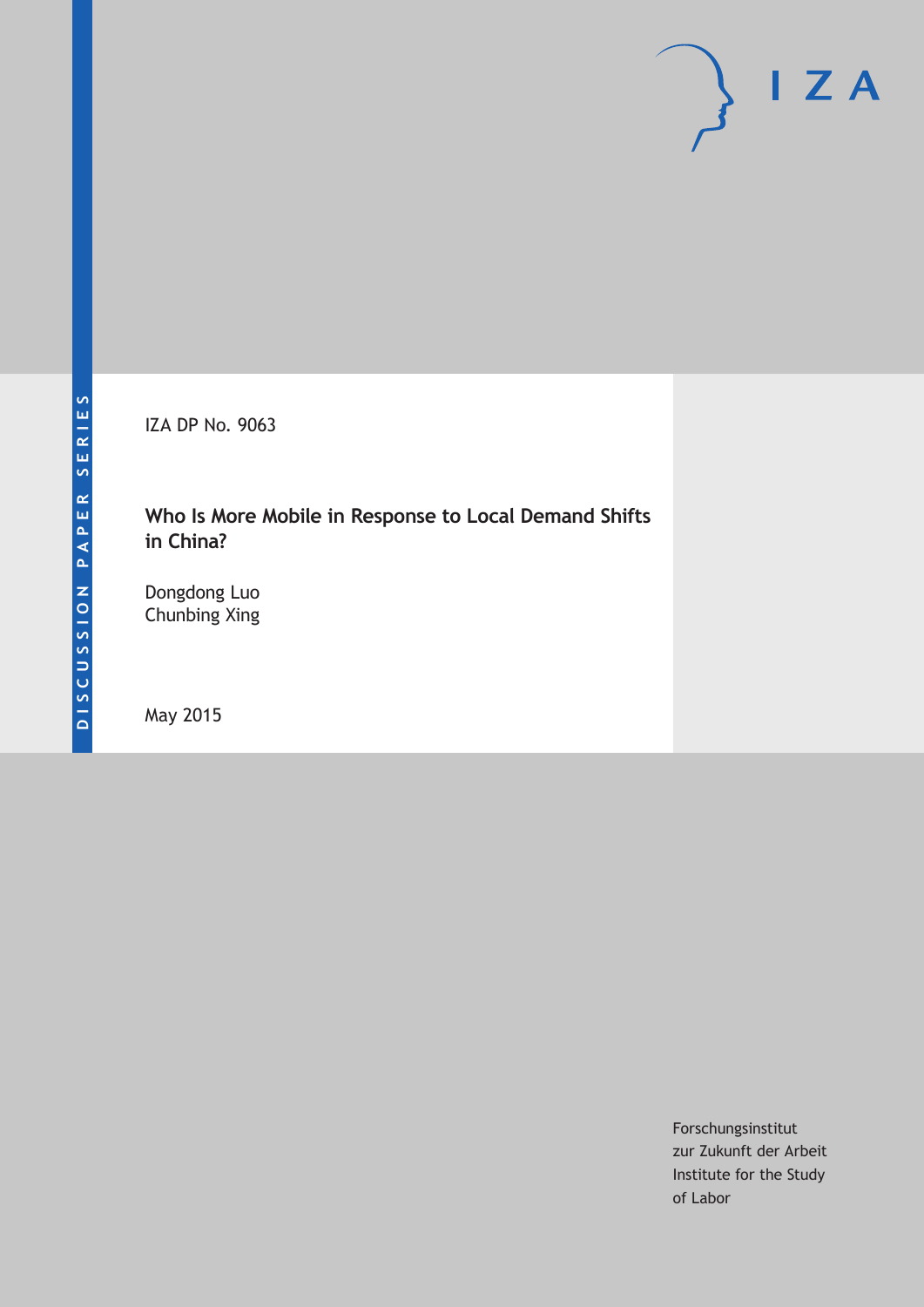DISCUSSION PAPER SERIES

IZA

IZA DP No. 9063

# Who Is More Mobile in Response to Local Demand Shifts in China?

Dongdong Luo
Chunbing Xing

May 2015

Forschungsinstitut
zur Zukunft der Arbeit
Institute for the Study
of Labor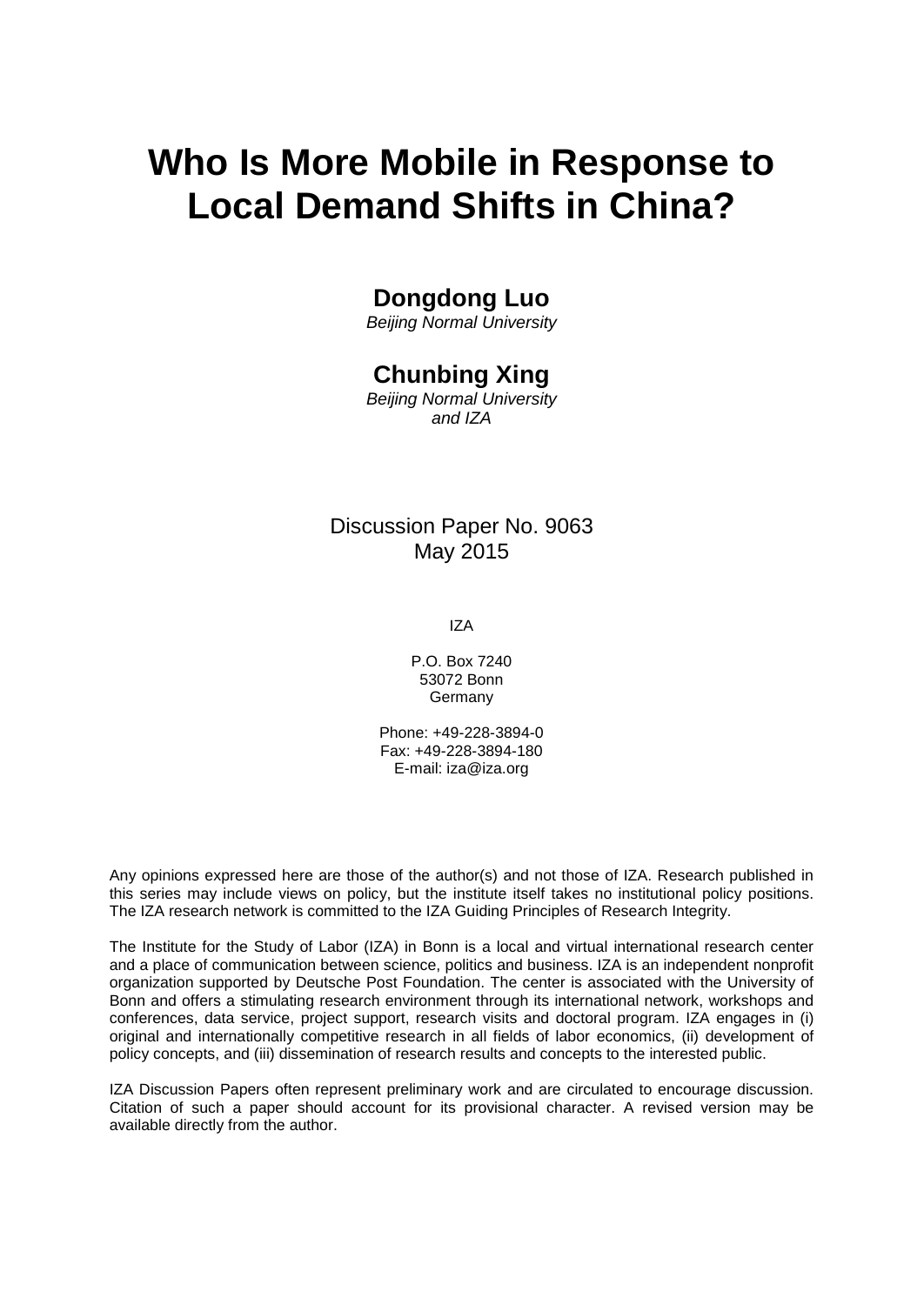# Who Is More Mobile in Response to Local Demand Shifts in China?

**Dongdong Luo**

*Beijing Normal University*

**Chunbing Xing**

*Beijing Normal University and IZA*

Discussion Paper No. 9063
May 2015

IZA

P.O. Box 7240
53072 Bonn
Germany

Phone: +49-228-3894-0
Fax: +49-228-3894-180
E-mail: iza@iza.org

Any opinions expressed here are those of the author(s) and not those of IZA. Research published in this series may include views on policy, but the institute itself takes no institutional policy positions. The IZA research network is committed to the IZA Guiding Principles of Research Integrity.

The Institute for the Study of Labor (IZA) in Bonn is a local and virtual international research center and a place of communication between science, politics and business. IZA is an independent nonprofit organization supported by Deutsche Post Foundation. The center is associated with the University of Bonn and offers a stimulating research environment through its international network, workshops and conferences, data service, project support, research visits and doctoral program. IZA engages in (i) original and internationally competitive research in all fields of labor economics, (ii) development of policy concepts, and (iii) dissemination of research results and concepts to the interested public.

IZA Discussion Papers often represent preliminary work and are circulated to encourage discussion. Citation of such a paper should account for its provisional character. A revised version may be available directly from the author.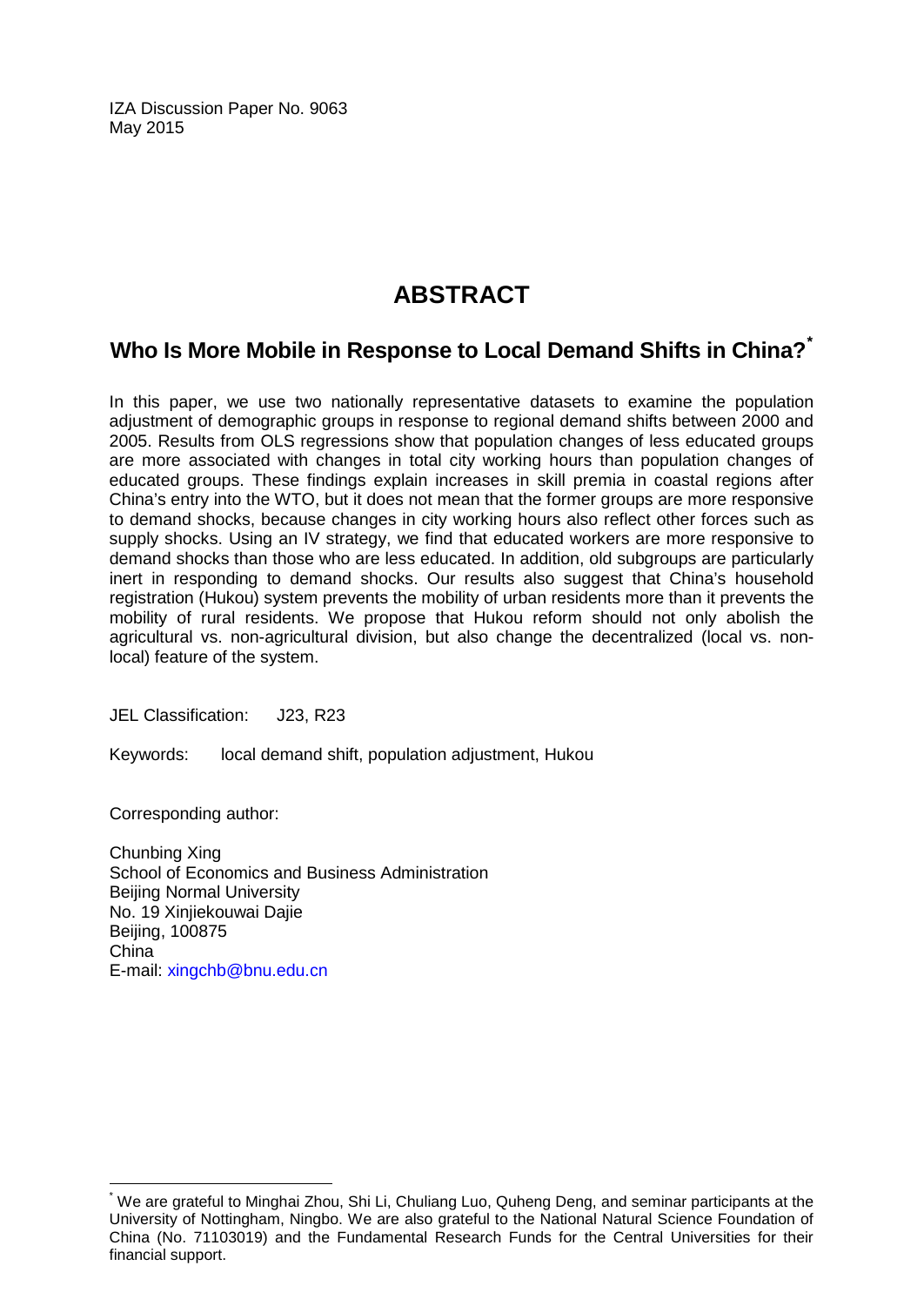IZA Discussion Paper No. 9063
May 2015

# ABSTRACT

## Who Is More Mobile in Response to Local Demand Shifts in China?[*]

In this paper, we use two nationally representative datasets to examine the population adjustment of demographic groups in response to regional demand shifts between 2000 and 2005. Results from OLS regressions show that population changes of less educated groups are more associated with changes in total city working hours than population changes of educated groups. These findings explain increases in skill premia in coastal regions after China's entry into the WTO, but it does not mean that the former groups are more responsive to demand shocks, because changes in city working hours also reflect other forces such as supply shocks. Using an IV strategy, we find that educated workers are more responsive to demand shocks than those who are less educated. In addition, old subgroups are particularly inert in responding to demand shocks. Our results also suggest that China's household registration (Hukou) system prevents the mobility of urban residents more than it prevents the mobility of rural residents. We propose that Hukou reform should not only abolish the agricultural vs. non-agricultural division, but also change the decentralized (local vs. non-local) feature of the system.

JEL Classification: J23, R23

Keywords: local demand shift, population adjustment, Hukou

Corresponding author:

Chunbing Xing
School of Economics and Business Administration
Beijing Normal University
No. 19 Xinjiekouwai Dajie
Beijing, 100875
China
E-mail: xingchb@bnu.edu.cn

[*] We are grateful to Minghai Zhou, Shi Li, Chuliang Luo, Quheng Deng, and seminar participants at the University of Nottingham, Ningbo. We are also grateful to the National Natural Science Foundation of China (No. 71103019) and the Fundamental Research Funds for the Central Universities for their financial support.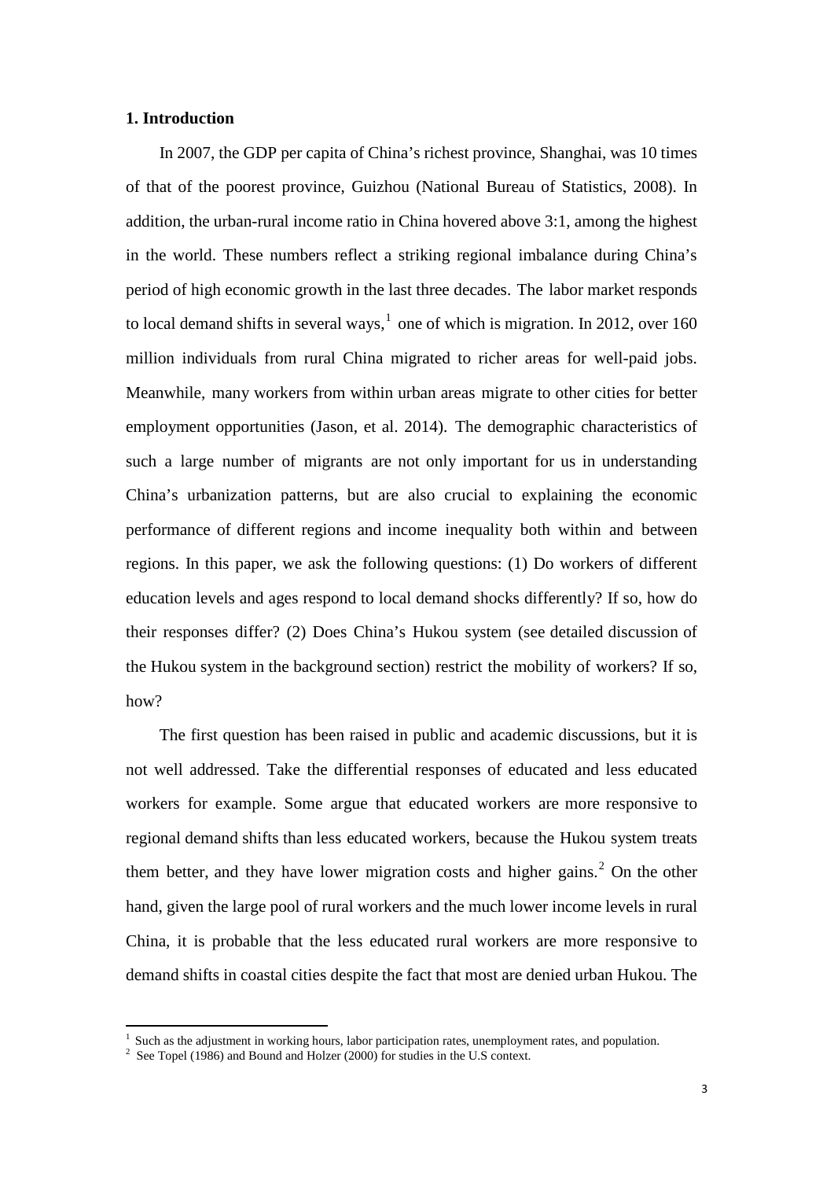## 1. Introduction

In 2007, the GDP per capita of China's richest province, Shanghai, was 10 times of that of the poorest province, Guizhou (National Bureau of Statistics, 2008). In addition, the urban-rural income ratio in China hovered above 3:1, among the highest in the world. These numbers reflect a striking regional imbalance during China's period of high economic growth in the last three decades. The labor market responds to local demand shifts in several ways,[1] one of which is migration. In 2012, over 160 million individuals from rural China migrated to richer areas for well-paid jobs. Meanwhile, many workers from within urban areas migrate to other cities for better employment opportunities (Jason, et al. 2014). The demographic characteristics of such a large number of migrants are not only important for us in understanding China's urbanization patterns, but are also crucial to explaining the economic performance of different regions and income inequality both within and between regions. In this paper, we ask the following questions: (1) Do workers of different education levels and ages respond to local demand shocks differently? If so, how do their responses differ? (2) Does China's Hukou system (see detailed discussion of the Hukou system in the background section) restrict the mobility of workers? If so, how?

The first question has been raised in public and academic discussions, but it is not well addressed. Take the differential responses of educated and less educated workers for example. Some argue that educated workers are more responsive to regional demand shifts than less educated workers, because the Hukou system treats them better, and they have lower migration costs and higher gains.[2] On the other hand, given the large pool of rural workers and the much lower income levels in rural China, it is probable that the less educated rural workers are more responsive to demand shifts in coastal cities despite the fact that most are denied urban Hukou. The

[1] Such as the adjustment in working hours, labor participation rates, unemployment rates, and population.

[2] See Topel (1986) and Bound and Holzer (2000) for studies in the U.S context.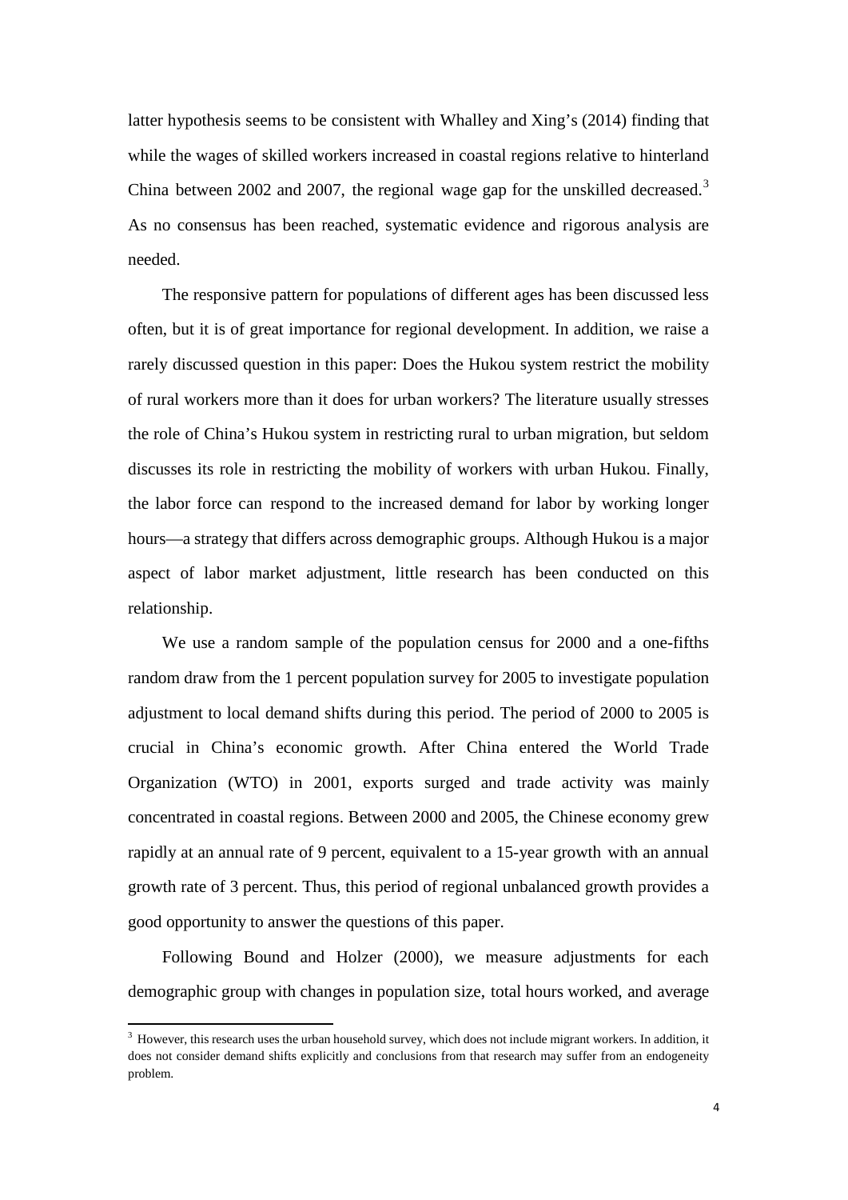latter hypothesis seems to be consistent with Whalley and Xing's (2014) finding that while the wages of skilled workers increased in coastal regions relative to hinterland China between 2002 and 2007, the regional wage gap for the unskilled decreased.[3] As no consensus has been reached, systematic evidence and rigorous analysis are needed.

The responsive pattern for populations of different ages has been discussed less often, but it is of great importance for regional development. In addition, we raise a rarely discussed question in this paper: Does the Hukou system restrict the mobility of rural workers more than it does for urban workers? The literature usually stresses the role of China's Hukou system in restricting rural to urban migration, but seldom discusses its role in restricting the mobility of workers with urban Hukou. Finally, the labor force can respond to the increased demand for labor by working longer hours—a strategy that differs across demographic groups. Although Hukou is a major aspect of labor market adjustment, little research has been conducted on this relationship.

We use a random sample of the population census for 2000 and a one-fifths random draw from the 1 percent population survey for 2005 to investigate population adjustment to local demand shifts during this period. The period of 2000 to 2005 is crucial in China's economic growth. After China entered the World Trade Organization (WTO) in 2001, exports surged and trade activity was mainly concentrated in coastal regions. Between 2000 and 2005, the Chinese economy grew rapidly at an annual rate of 9 percent, equivalent to a 15-year growth with an annual growth rate of 3 percent. Thus, this period of regional unbalanced growth provides a good opportunity to answer the questions of this paper.

Following Bound and Holzer (2000), we measure adjustments for each demographic group with changes in population size, total hours worked, and average

[3] However, this research uses the urban household survey, which does not include migrant workers. In addition, it does not consider demand shifts explicitly and conclusions from that research may suffer from an endogeneity problem.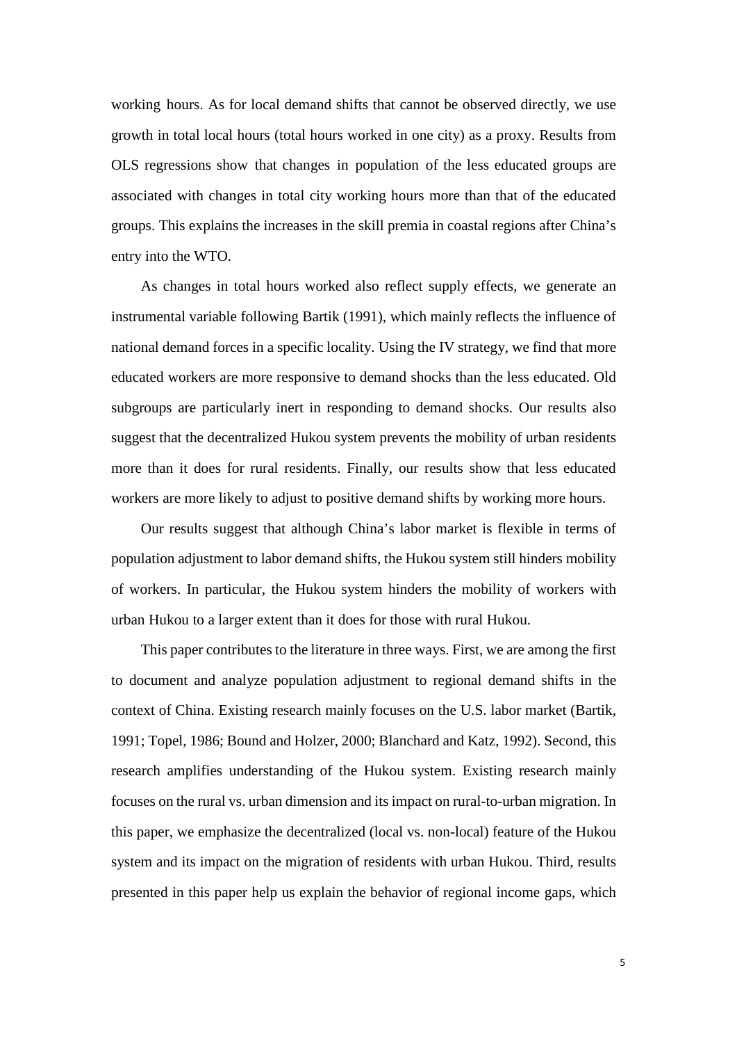working hours. As for local demand shifts that cannot be observed directly, we use growth in total local hours (total hours worked in one city) as a proxy. Results from OLS regressions show that changes in population of the less educated groups are associated with changes in total city working hours more than that of the educated groups. This explains the increases in the skill premia in coastal regions after China's entry into the WTO.

As changes in total hours worked also reflect supply effects, we generate an instrumental variable following Bartik (1991), which mainly reflects the influence of national demand forces in a specific locality. Using the IV strategy, we find that more educated workers are more responsive to demand shocks than the less educated. Old subgroups are particularly inert in responding to demand shocks. Our results also suggest that the decentralized Hukou system prevents the mobility of urban residents more than it does for rural residents. Finally, our results show that less educated workers are more likely to adjust to positive demand shifts by working more hours.

Our results suggest that although China's labor market is flexible in terms of population adjustment to labor demand shifts, the Hukou system still hinders mobility of workers. In particular, the Hukou system hinders the mobility of workers with urban Hukou to a larger extent than it does for those with rural Hukou.

This paper contributes to the literature in three ways. First, we are among the first to document and analyze population adjustment to regional demand shifts in the context of China. Existing research mainly focuses on the U.S. labor market (Bartik, 1991; Topel, 1986; Bound and Holzer, 2000; Blanchard and Katz, 1992). Second, this research amplifies understanding of the Hukou system. Existing research mainly focuses on the rural vs. urban dimension and its impact on rural-to-urban migration. In this paper, we emphasize the decentralized (local vs. non-local) feature of the Hukou system and its impact on the migration of residents with urban Hukou. Third, results presented in this paper help us explain the behavior of regional income gaps, which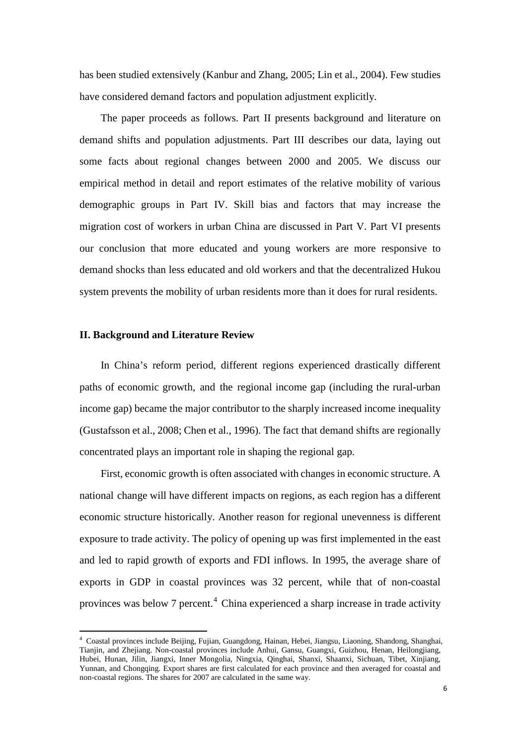has been studied extensively (Kanbur and Zhang, 2005; Lin et al., 2004). Few studies have considered demand factors and population adjustment explicitly.

The paper proceeds as follows. Part II presents background and literature on demand shifts and population adjustments. Part III describes our data, laying out some facts about regional changes between 2000 and 2005. We discuss our empirical method in detail and report estimates of the relative mobility of various demographic groups in Part IV. Skill bias and factors that may increase the migration cost of workers in urban China are discussed in Part V. Part VI presents our conclusion that more educated and young workers are more responsive to demand shocks than less educated and old workers and that the decentralized Hukou system prevents the mobility of urban residents more than it does for rural residents.

## II. Background and Literature Review

In China's reform period, different regions experienced drastically different paths of economic growth, and the regional income gap (including the rural-urban income gap) became the major contributor to the sharply increased income inequality (Gustafsson et al., 2008; Chen et al., 1996). The fact that demand shifts are regionally concentrated plays an important role in shaping the regional gap.

First, economic growth is often associated with changes in economic structure. A national change will have different impacts on regions, as each region has a different economic structure historically. Another reason for regional unevenness is different exposure to trade activity. The policy of opening up was first implemented in the east and led to rapid growth of exports and FDI inflows. In 1995, the average share of exports in GDP in coastal provinces was 32 percent, while that of non-coastal provinces was below 7 percent.[4] China experienced a sharp increase in trade activity

[4] Coastal provinces include Beijing, Fujian, Guangdong, Hainan, Hebei, Jiangsu, Liaoning, Shandong, Shanghai, Tianjin, and Zhejiang. Non-coastal provinces include Anhui, Gansu, Guangxi, Guizhou, Henan, Heilongjiang, Hubei, Hunan, Jilin, Jiangxi, Inner Mongolia, Ningxia, Qinghai, Shanxi, Shaanxi, Sichuan, Tibet, Xinjiang, Yunnan, and Chongqing. Export shares are first calculated for each province and then averaged for coastal and non-coastal regions. The shares for 2007 are calculated in the same way.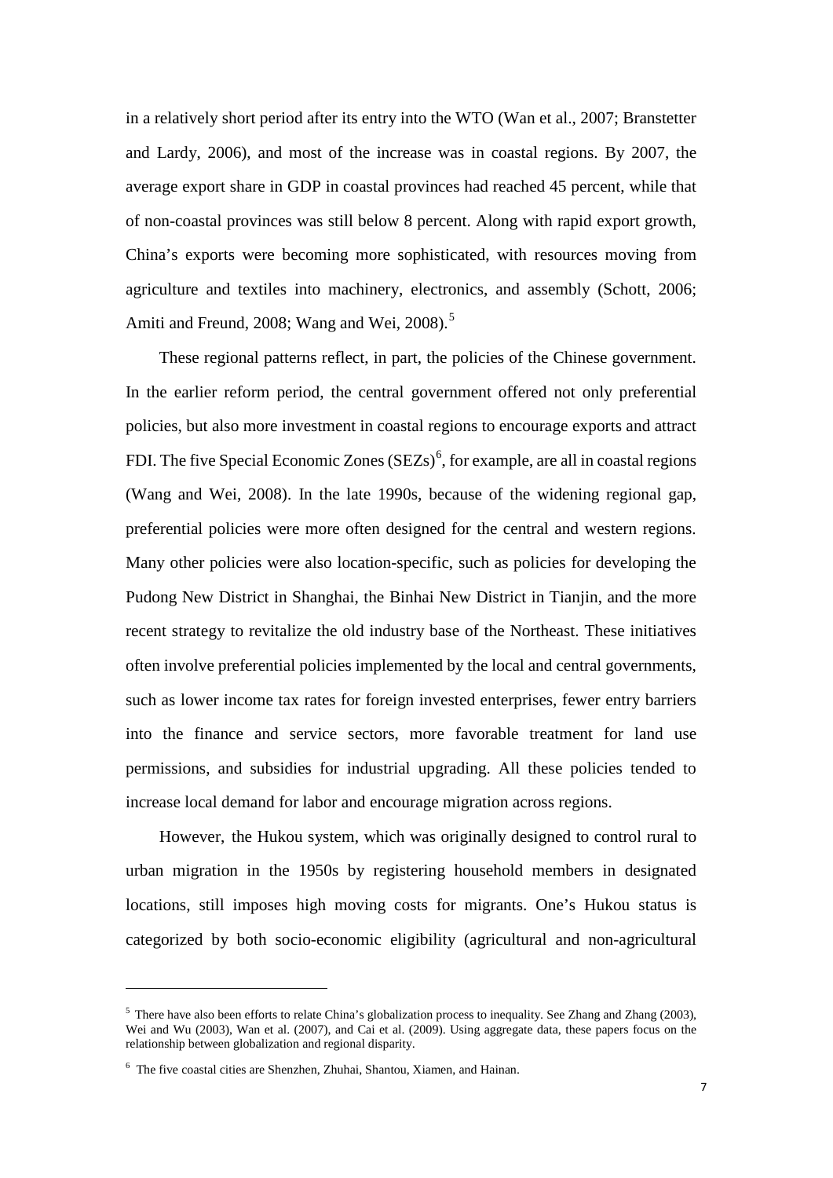in a relatively short period after its entry into the WTO (Wan et al., 2007; Branstetter and Lardy, 2006), and most of the increase was in coastal regions. By 2007, the average export share in GDP in coastal provinces had reached 45 percent, while that of non-coastal provinces was still below 8 percent. Along with rapid export growth, China's exports were becoming more sophisticated, with resources moving from agriculture and textiles into machinery, electronics, and assembly (Schott, 2006; Amiti and Freund, 2008; Wang and Wei, 2008).[5]

These regional patterns reflect, in part, the policies of the Chinese government. In the earlier reform period, the central government offered not only preferential policies, but also more investment in coastal regions to encourage exports and attract FDI. The five Special Economic Zones (SEZs)[6], for example, are all in coastal regions (Wang and Wei, 2008). In the late 1990s, because of the widening regional gap, preferential policies were more often designed for the central and western regions. Many other policies were also location-specific, such as policies for developing the Pudong New District in Shanghai, the Binhai New District in Tianjin, and the more recent strategy to revitalize the old industry base of the Northeast. These initiatives often involve preferential policies implemented by the local and central governments, such as lower income tax rates for foreign invested enterprises, fewer entry barriers into the finance and service sectors, more favorable treatment for land use permissions, and subsidies for industrial upgrading. All these policies tended to increase local demand for labor and encourage migration across regions.

However, the Hukou system, which was originally designed to control rural to urban migration in the 1950s by registering household members in designated locations, still imposes high moving costs for migrants. One's Hukou status is categorized by both socio-economic eligibility (agricultural and non-agricultural

---

[5] There have also been efforts to relate China's globalization process to inequality. See Zhang and Zhang (2003), Wei and Wu (2003), Wan et al. (2007), and Cai et al. (2009). Using aggregate data, these papers focus on the relationship between globalization and regional disparity.

[6] The five coastal cities are Shenzhen, Zhuhai, Shantou, Xiamen, and Hainan.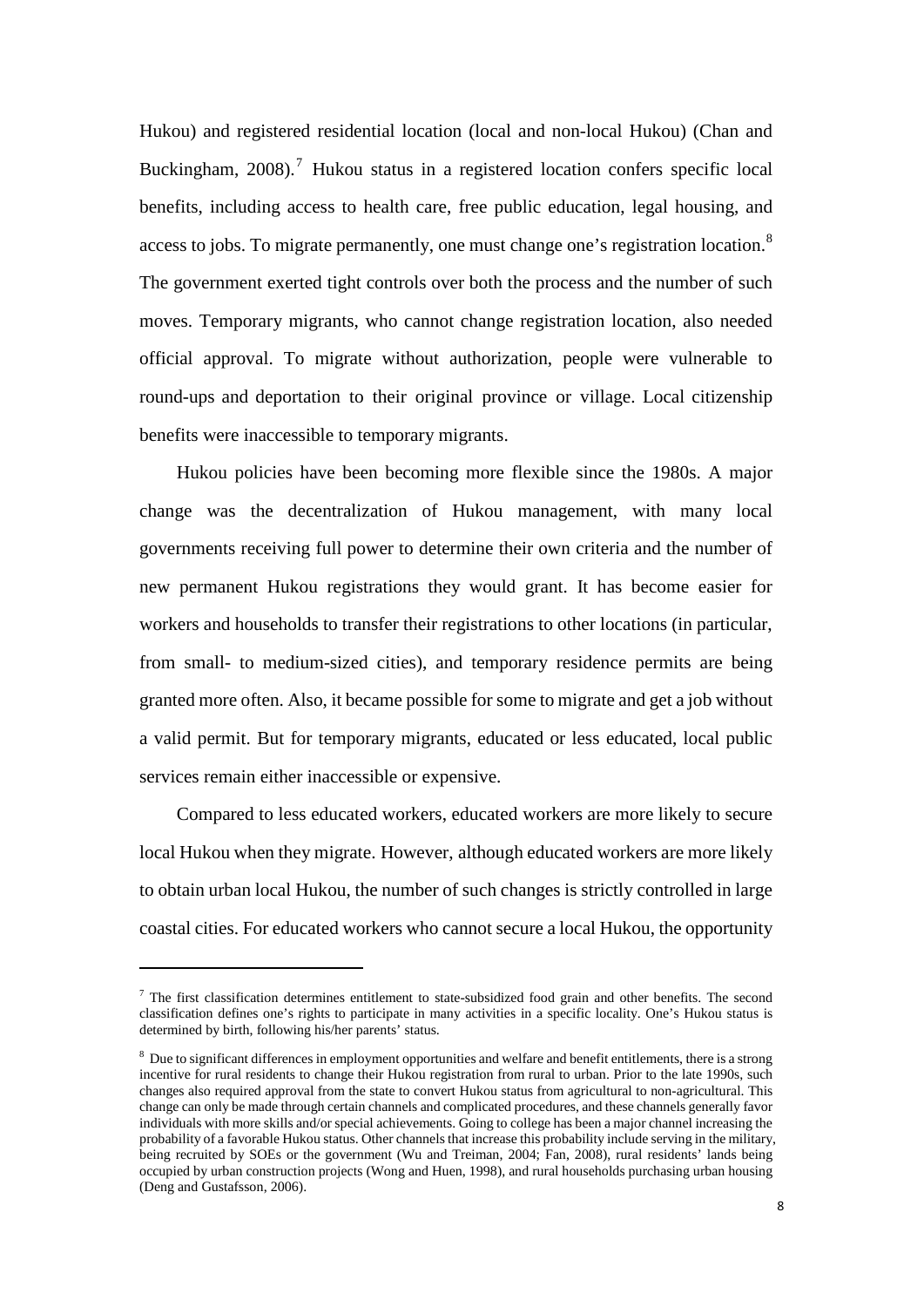Hukou) and registered residential location (local and non-local Hukou) (Chan and Buckingham, 2008).[7] Hukou status in a registered location confers specific local benefits, including access to health care, free public education, legal housing, and access to jobs. To migrate permanently, one must change one's registration location.[8] The government exerted tight controls over both the process and the number of such moves. Temporary migrants, who cannot change registration location, also needed official approval. To migrate without authorization, people were vulnerable to round-ups and deportation to their original province or village. Local citizenship benefits were inaccessible to temporary migrants.

Hukou policies have been becoming more flexible since the 1980s. A major change was the decentralization of Hukou management, with many local governments receiving full power to determine their own criteria and the number of new permanent Hukou registrations they would grant. It has become easier for workers and households to transfer their registrations to other locations (in particular, from small- to medium-sized cities), and temporary residence permits are being granted more often. Also, it became possible for some to migrate and get a job without a valid permit. But for temporary migrants, educated or less educated, local public services remain either inaccessible or expensive.

Compared to less educated workers, educated workers are more likely to secure local Hukou when they migrate. However, although educated workers are more likely to obtain urban local Hukou, the number of such changes is strictly controlled in large coastal cities. For educated workers who cannot secure a local Hukou, the opportunity

---

[7] The first classification determines entitlement to state-subsidized food grain and other benefits. The second classification defines one's rights to participate in many activities in a specific locality. One's Hukou status is determined by birth, following his/her parents' status.

[8] Due to significant differences in employment opportunities and welfare and benefit entitlements, there is a strong incentive for rural residents to change their Hukou registration from rural to urban. Prior to the late 1990s, such changes also required approval from the state to convert Hukou status from agricultural to non-agricultural. This change can only be made through certain channels and complicated procedures, and these channels generally favor individuals with more skills and/or special achievements. Going to college has been a major channel increasing the probability of a favorable Hukou status. Other channels that increase this probability include serving in the military, being recruited by SOEs or the government (Wu and Treiman, 2004; Fan, 2008), rural residents' lands being occupied by urban construction projects (Wong and Huen, 1998), and rural households purchasing urban housing (Deng and Gustafsson, 2006).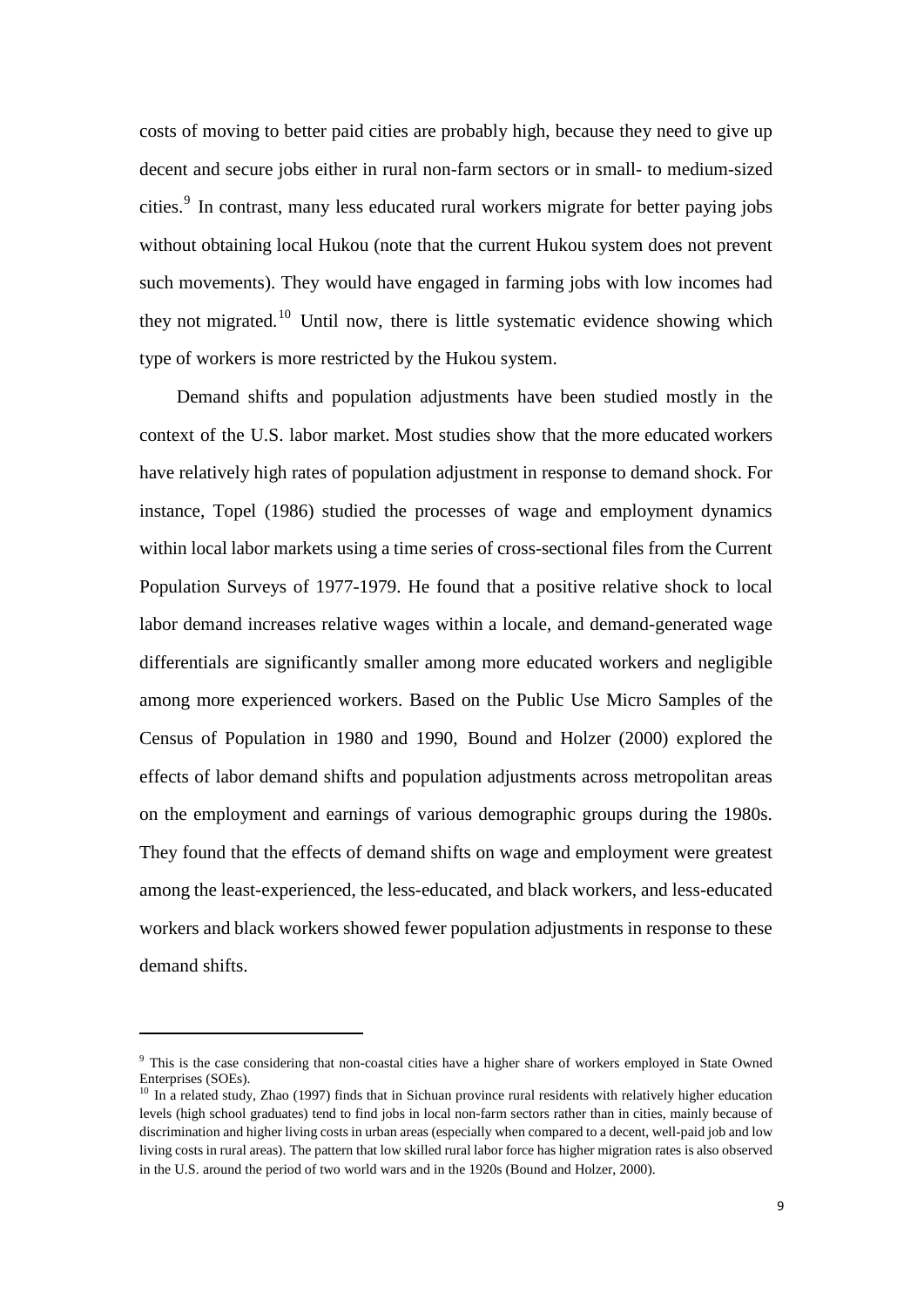costs of moving to better paid cities are probably high, because they need to give up decent and secure jobs either in rural non-farm sectors or in small- to medium-sized cities.[9] In contrast, many less educated rural workers migrate for better paying jobs without obtaining local Hukou (note that the current Hukou system does not prevent such movements). They would have engaged in farming jobs with low incomes had they not migrated.[10] Until now, there is little systematic evidence showing which type of workers is more restricted by the Hukou system.

Demand shifts and population adjustments have been studied mostly in the context of the U.S. labor market. Most studies show that the more educated workers have relatively high rates of population adjustment in response to demand shock. For instance, Topel (1986) studied the processes of wage and employment dynamics within local labor markets using a time series of cross-sectional files from the Current Population Surveys of 1977-1979. He found that a positive relative shock to local labor demand increases relative wages within a locale, and demand-generated wage differentials are significantly smaller among more educated workers and negligible among more experienced workers. Based on the Public Use Micro Samples of the Census of Population in 1980 and 1990, Bound and Holzer (2000) explored the effects of labor demand shifts and population adjustments across metropolitan areas on the employment and earnings of various demographic groups during the 1980s. They found that the effects of demand shifts on wage and employment were greatest among the least-experienced, the less-educated, and black workers, and less-educated workers and black workers showed fewer population adjustments in response to these demand shifts.

---

[9] This is the case considering that non-coastal cities have a higher share of workers employed in State Owned Enterprises (SOEs).

[10] In a related study, Zhao (1997) finds that in Sichuan province rural residents with relatively higher education levels (high school graduates) tend to find jobs in local non-farm sectors rather than in cities, mainly because of discrimination and higher living costs in urban areas (especially when compared to a decent, well-paid job and low living costs in rural areas). The pattern that low skilled rural labor force has higher migration rates is also observed in the U.S. around the period of two world wars and in the 1920s (Bound and Holzer, 2000).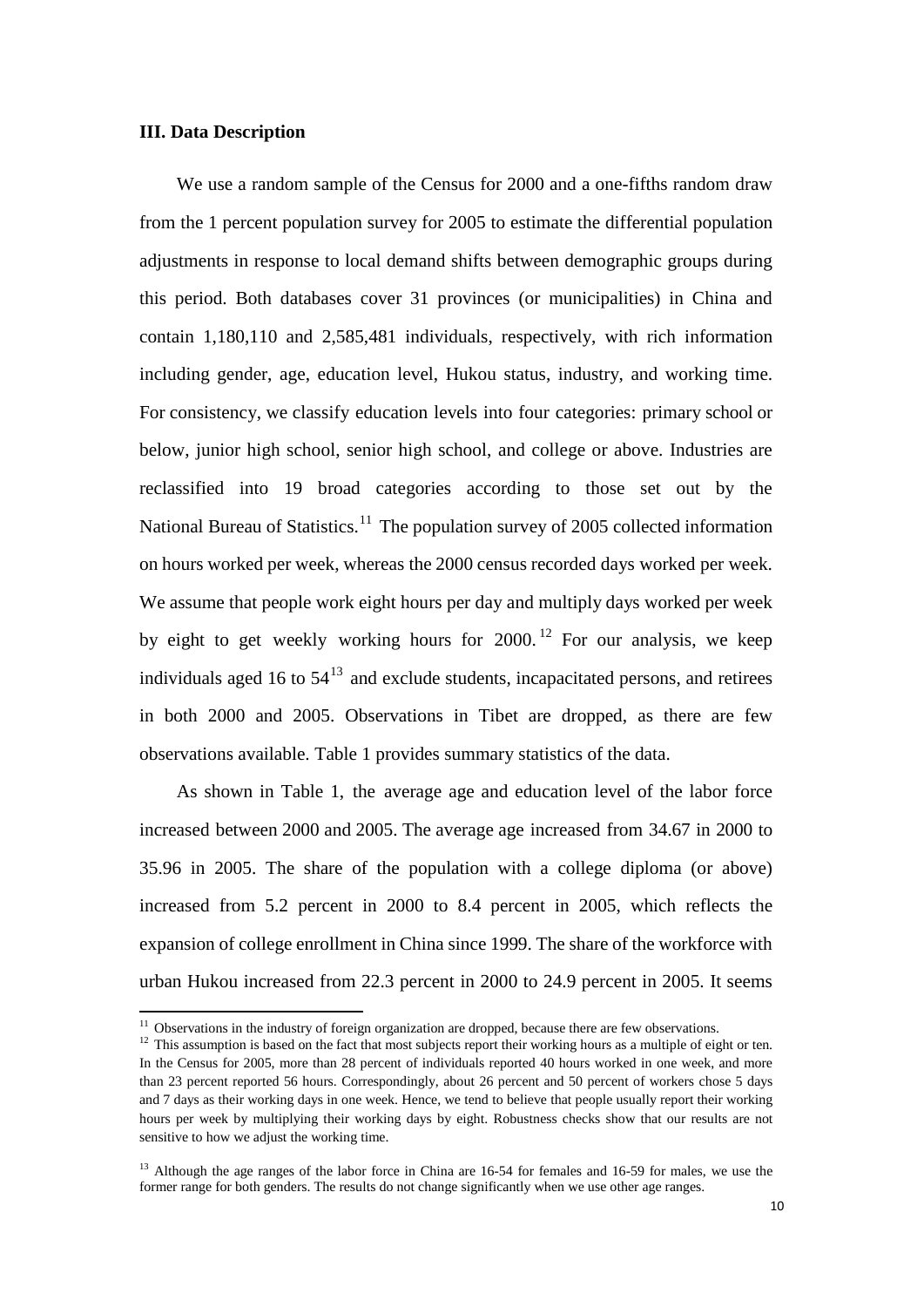### III. Data Description

We use a random sample of the Census for 2000 and a one-fifths random draw from the 1 percent population survey for 2005 to estimate the differential population adjustments in response to local demand shifts between demographic groups during this period. Both databases cover 31 provinces (or municipalities) in China and contain 1,180,110 and 2,585,481 individuals, respectively, with rich information including gender, age, education level, Hukou status, industry, and working time. For consistency, we classify education levels into four categories: primary school or below, junior high school, senior high school, and college or above. Industries are reclassified into 19 broad categories according to those set out by the National Bureau of Statistics.[11] The population survey of 2005 collected information on hours worked per week, whereas the 2000 census recorded days worked per week. We assume that people work eight hours per day and multiply days worked per week by eight to get weekly working hours for 2000.[12] For our analysis, we keep individuals aged 16 to 54[13] and exclude students, incapacitated persons, and retirees in both 2000 and 2005. Observations in Tibet are dropped, as there are few observations available. Table 1 provides summary statistics of the data.

As shown in Table 1, the average age and education level of the labor force increased between 2000 and 2005. The average age increased from 34.67 in 2000 to 35.96 in 2005. The share of the population with a college diploma (or above) increased from 5.2 percent in 2000 to 8.4 percent in 2005, which reflects the expansion of college enrollment in China since 1999. The share of the workforce with urban Hukou increased from 22.3 percent in 2000 to 24.9 percent in 2005. It seems

[11] Observations in the industry of foreign organization are dropped, because there are few observations.

[12] This assumption is based on the fact that most subjects report their working hours as a multiple of eight or ten. In the Census for 2005, more than 28 percent of individuals reported 40 hours worked in one week, and more than 23 percent reported 56 hours. Correspondingly, about 26 percent and 50 percent of workers chose 5 days and 7 days as their working days in one week. Hence, we tend to believe that people usually report their working hours per week by multiplying their working days by eight. Robustness checks show that our results are not sensitive to how we adjust the working time.

[13] Although the age ranges of the labor force in China are 16-54 for females and 16-59 for males, we use the former range for both genders. The results do not change significantly when we use other age ranges.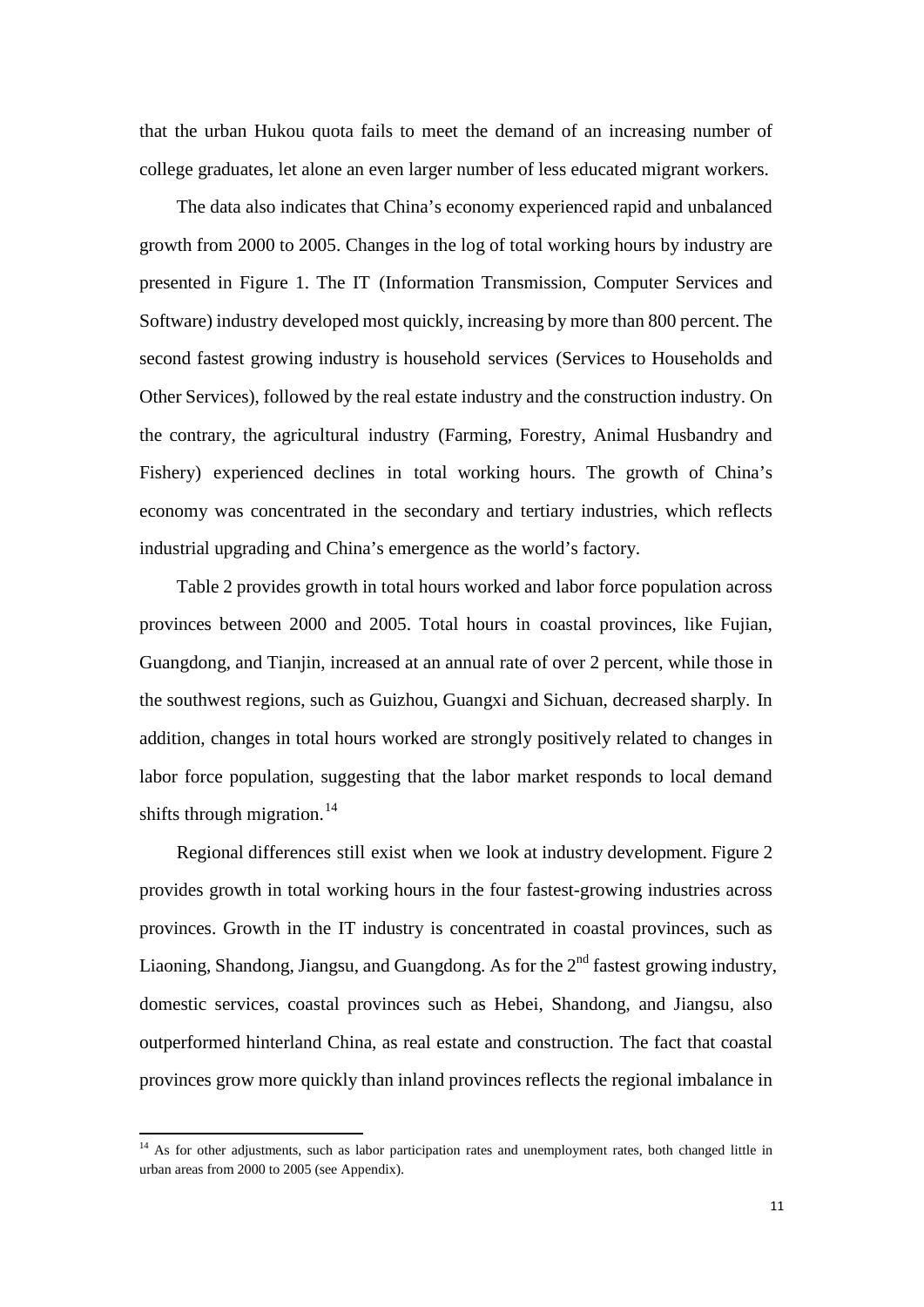that the urban Hukou quota fails to meet the demand of an increasing number of college graduates, let alone an even larger number of less educated migrant workers.

The data also indicates that China's economy experienced rapid and unbalanced growth from 2000 to 2005. Changes in the log of total working hours by industry are presented in Figure 1. The IT (Information Transmission, Computer Services and Software) industry developed most quickly, increasing by more than 800 percent. The second fastest growing industry is household services (Services to Households and Other Services), followed by the real estate industry and the construction industry. On the contrary, the agricultural industry (Farming, Forestry, Animal Husbandry and Fishery) experienced declines in total working hours. The growth of China's economy was concentrated in the secondary and tertiary industries, which reflects industrial upgrading and China's emergence as the world's factory.

Table 2 provides growth in total hours worked and labor force population across provinces between 2000 and 2005. Total hours in coastal provinces, like Fujian, Guangdong, and Tianjin, increased at an annual rate of over 2 percent, while those in the southwest regions, such as Guizhou, Guangxi and Sichuan, decreased sharply. In addition, changes in total hours worked are strongly positively related to changes in labor force population, suggesting that the labor market responds to local demand shifts through migration.[14]

Regional differences still exist when we look at industry development. Figure 2 provides growth in total working hours in the four fastest-growing industries across provinces. Growth in the IT industry is concentrated in coastal provinces, such as Liaoning, Shandong, Jiangsu, and Guangdong. As for the 2nd fastest growing industry, domestic services, coastal provinces such as Hebei, Shandong, and Jiangsu, also outperformed hinterland China, as real estate and construction. The fact that coastal provinces grow more quickly than inland provinces reflects the regional imbalance in

[14] As for other adjustments, such as labor participation rates and unemployment rates, both changed little in urban areas from 2000 to 2005 (see Appendix).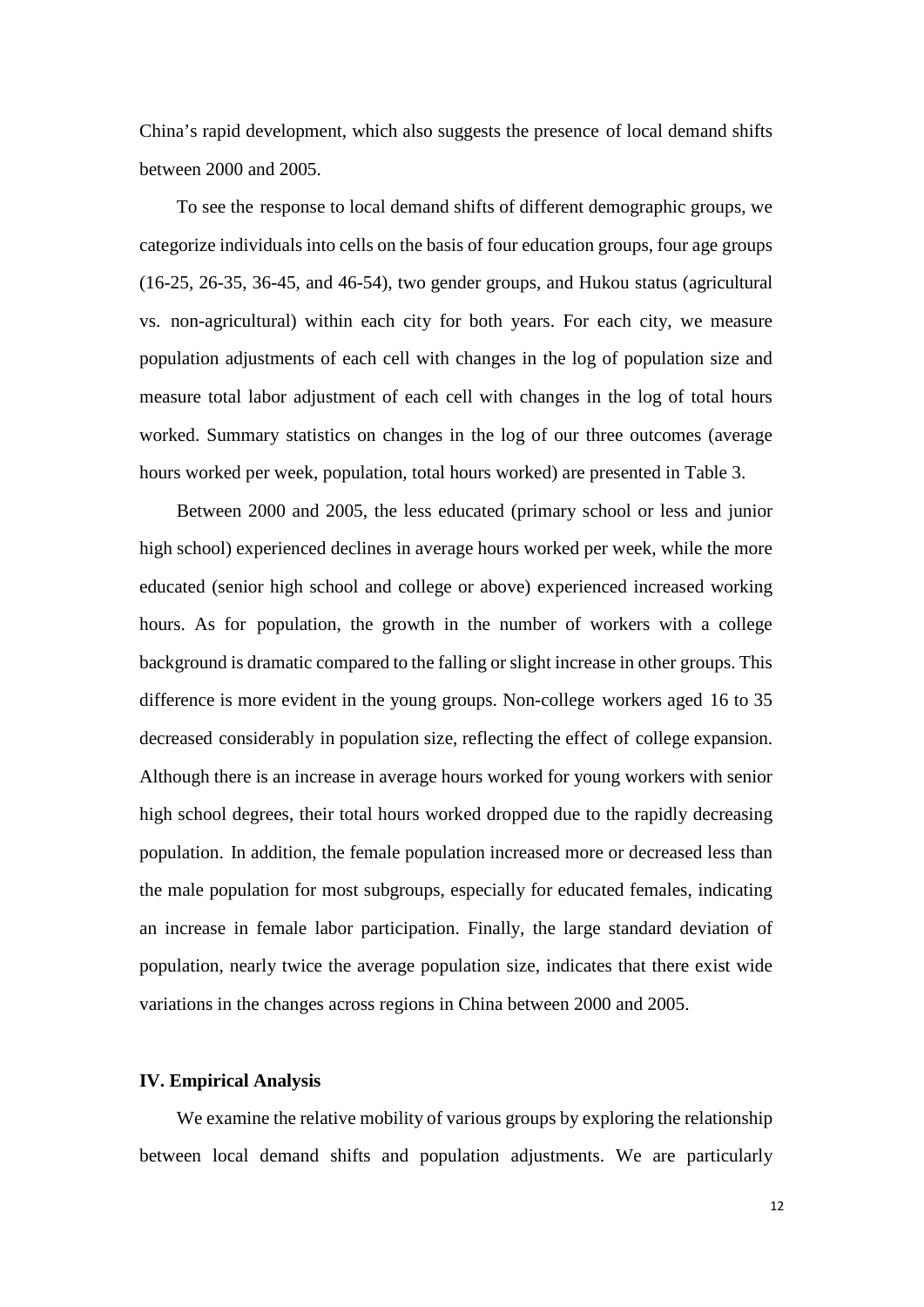China's rapid development, which also suggests the presence of local demand shifts between 2000 and 2005.

To see the response to local demand shifts of different demographic groups, we categorize individuals into cells on the basis of four education groups, four age groups (16-25, 26-35, 36-45, and 46-54), two gender groups, and Hukou status (agricultural vs. non-agricultural) within each city for both years. For each city, we measure population adjustments of each cell with changes in the log of population size and measure total labor adjustment of each cell with changes in the log of total hours worked. Summary statistics on changes in the log of our three outcomes (average hours worked per week, population, total hours worked) are presented in Table 3.

Between 2000 and 2005, the less educated (primary school or less and junior high school) experienced declines in average hours worked per week, while the more educated (senior high school and college or above) experienced increased working hours. As for population, the growth in the number of workers with a college background is dramatic compared to the falling or slight increase in other groups. This difference is more evident in the young groups. Non-college workers aged 16 to 35 decreased considerably in population size, reflecting the effect of college expansion. Although there is an increase in average hours worked for young workers with senior high school degrees, their total hours worked dropped due to the rapidly decreasing population. In addition, the female population increased more or decreased less than the male population for most subgroups, especially for educated females, indicating an increase in female labor participation. Finally, the large standard deviation of population, nearly twice the average population size, indicates that there exist wide variations in the changes across regions in China between 2000 and 2005.

## IV. Empirical Analysis

We examine the relative mobility of various groups by exploring the relationship between local demand shifts and population adjustments. We are particularly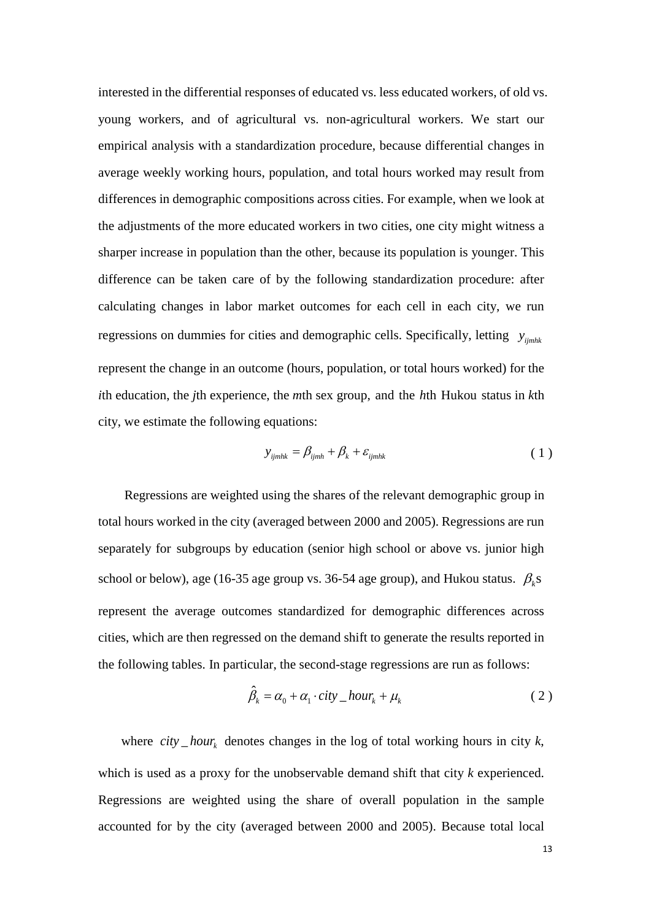interested in the differential responses of educated vs. less educated workers, of old vs. young workers, and of agricultural vs. non-agricultural workers. We start our empirical analysis with a standardization procedure, because differential changes in average weekly working hours, population, and total hours worked may result from differences in demographic compositions across cities. For example, when we look at the adjustments of the more educated workers in two cities, one city might witness a sharper increase in population than the other, because its population is younger. This difference can be taken care of by the following standardization procedure: after calculating changes in labor market outcomes for each cell in each city, we run regressions on dummies for cities and demographic cells. Specifically, letting $y_{ijmhk}$ represent the change in an outcome (hours, population, or total hours worked) for the *i*th education, the *j*th experience, the *m*th sex group, and the *h*th Hukou status in *k*th city, we estimate the following equations:

$$y_{ijmhk} = \beta_{ijmh} + \beta_k + \varepsilon_{ijmhk} \tag{1}$$

Regressions are weighted using the shares of the relevant demographic group in total hours worked in the city (averaged between 2000 and 2005). Regressions are run separately for subgroups by education (senior high school or above vs. junior high school or below), age (16-35 age group vs. 36-54 age group), and Hukou status. $\beta_k$s represent the average outcomes standardized for demographic differences across cities, which are then regressed on the demand shift to generate the results reported in the following tables. In particular, the second-stage regressions are run as follows:

$$\hat{\beta}_k = \alpha_0 + \alpha_1 \cdot city\_hour_k + \mu_k \tag{2}$$

where $city\_hour_k$ denotes changes in the log of total working hours in city *k*, which is used as a proxy for the unobservable demand shift that city *k* experienced. Regressions are weighted using the share of overall population in the sample accounted for by the city (averaged between 2000 and 2005). Because total local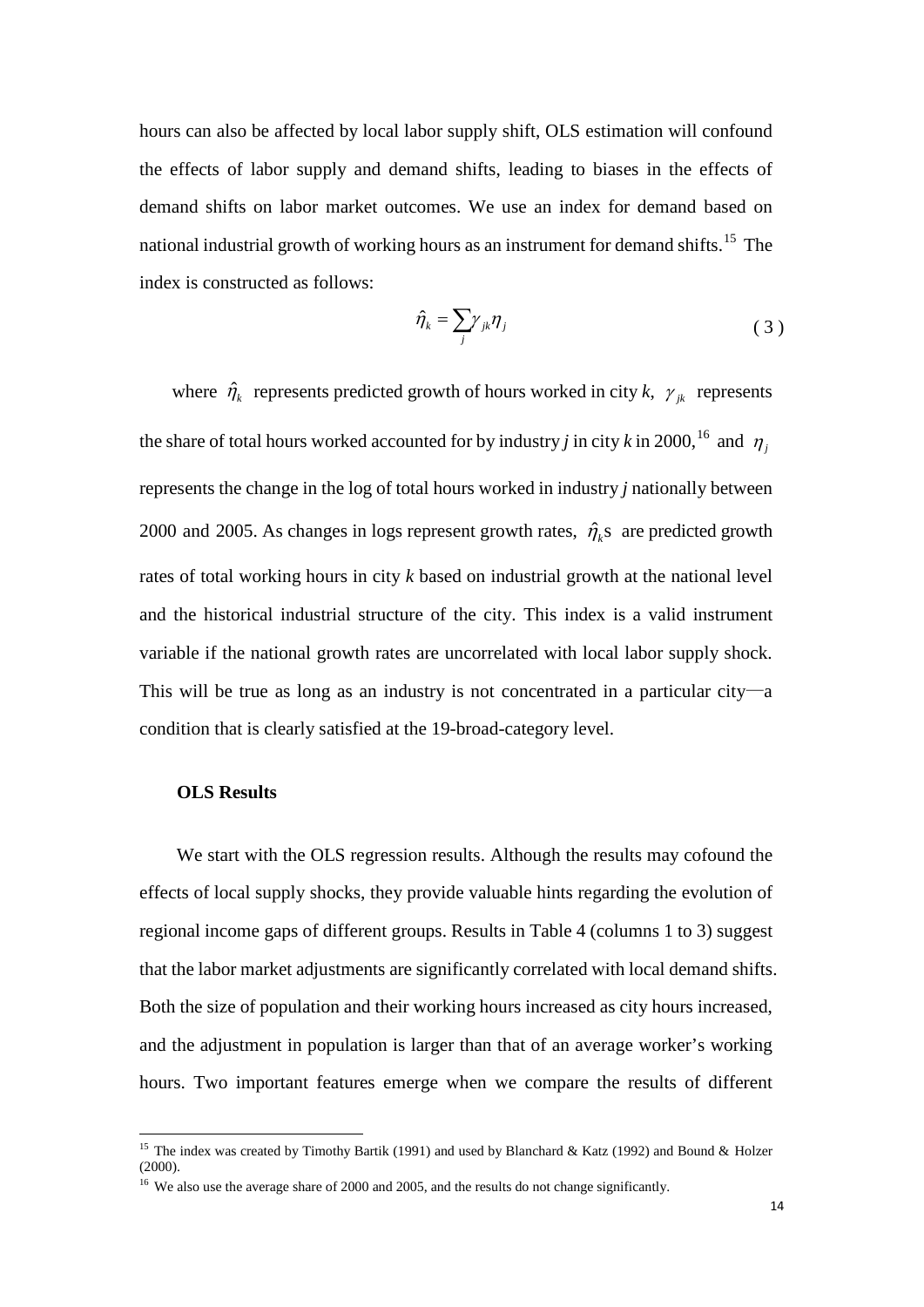hours can also be affected by local labor supply shift, OLS estimation will confound the effects of labor supply and demand shifts, leading to biases in the effects of demand shifts on labor market outcomes. We use an index for demand based on national industrial growth of working hours as an instrument for demand shifts.[15] The index is constructed as follows:

$$\hat{\eta}_k = \sum_j \gamma_{jk} \eta_j \tag{3}$$

where $\hat{\eta}_k$ represents predicted growth of hours worked in city *k*, $\gamma_{jk}$ represents the share of total hours worked accounted for by industry *j* in city *k* in 2000,[16] and $\eta_j$ represents the change in the log of total hours worked in industry *j* nationally between 2000 and 2005. As changes in logs represent growth rates, $\hat{\eta}_k$s are predicted growth rates of total working hours in city *k* based on industrial growth at the national level and the historical industrial structure of the city. This index is a valid instrument variable if the national growth rates are uncorrelated with local labor supply shock. This will be true as long as an industry is not concentrated in a particular city—a condition that is clearly satisfied at the 19-broad-category level.

**OLS Results**

We start with the OLS regression results. Although the results may cofound the effects of local supply shocks, they provide valuable hints regarding the evolution of regional income gaps of different groups. Results in Table 4 (columns 1 to 3) suggest that the labor market adjustments are significantly correlated with local demand shifts. Both the size of population and their working hours increased as city hours increased, and the adjustment in population is larger than that of an average worker's working hours. Two important features emerge when we compare the results of different

---

[15] The index was created by Timothy Bartik (1991) and used by Blanchard & Katz (1992) and Bound & Holzer (2000).

[16] We also use the average share of 2000 and 2005, and the results do not change significantly.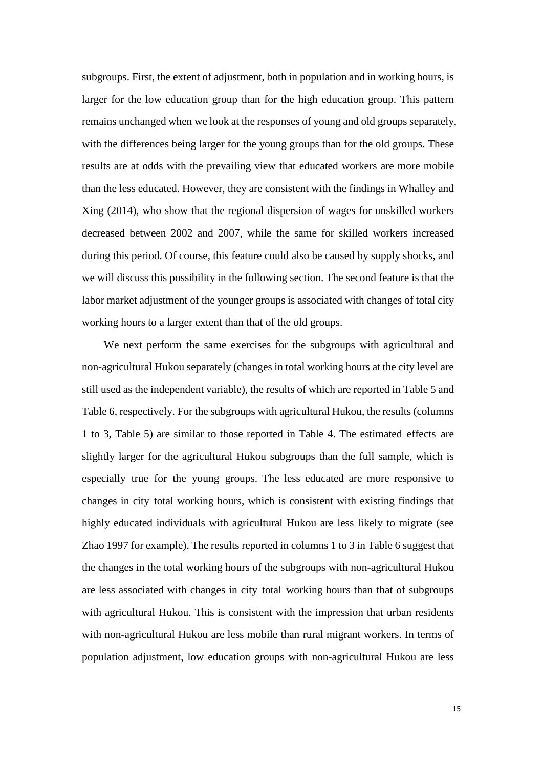subgroups. First, the extent of adjustment, both in population and in working hours, is larger for the low education group than for the high education group. This pattern remains unchanged when we look at the responses of young and old groups separately, with the differences being larger for the young groups than for the old groups. These results are at odds with the prevailing view that educated workers are more mobile than the less educated. However, they are consistent with the findings in Whalley and Xing (2014), who show that the regional dispersion of wages for unskilled workers decreased between 2002 and 2007, while the same for skilled workers increased during this period. Of course, this feature could also be caused by supply shocks, and we will discuss this possibility in the following section. The second feature is that the labor market adjustment of the younger groups is associated with changes of total city working hours to a larger extent than that of the old groups.

We next perform the same exercises for the subgroups with agricultural and non-agricultural Hukou separately (changes in total working hours at the city level are still used as the independent variable), the results of which are reported in Table 5 and Table 6, respectively. For the subgroups with agricultural Hukou, the results (columns 1 to 3, Table 5) are similar to those reported in Table 4. The estimated effects are slightly larger for the agricultural Hukou subgroups than the full sample, which is especially true for the young groups. The less educated are more responsive to changes in city total working hours, which is consistent with existing findings that highly educated individuals with agricultural Hukou are less likely to migrate (see Zhao 1997 for example). The results reported in columns 1 to 3 in Table 6 suggest that the changes in the total working hours of the subgroups with non-agricultural Hukou are less associated with changes in city total working hours than that of subgroups with agricultural Hukou. This is consistent with the impression that urban residents with non-agricultural Hukou are less mobile than rural migrant workers. In terms of population adjustment, low education groups with non-agricultural Hukou are less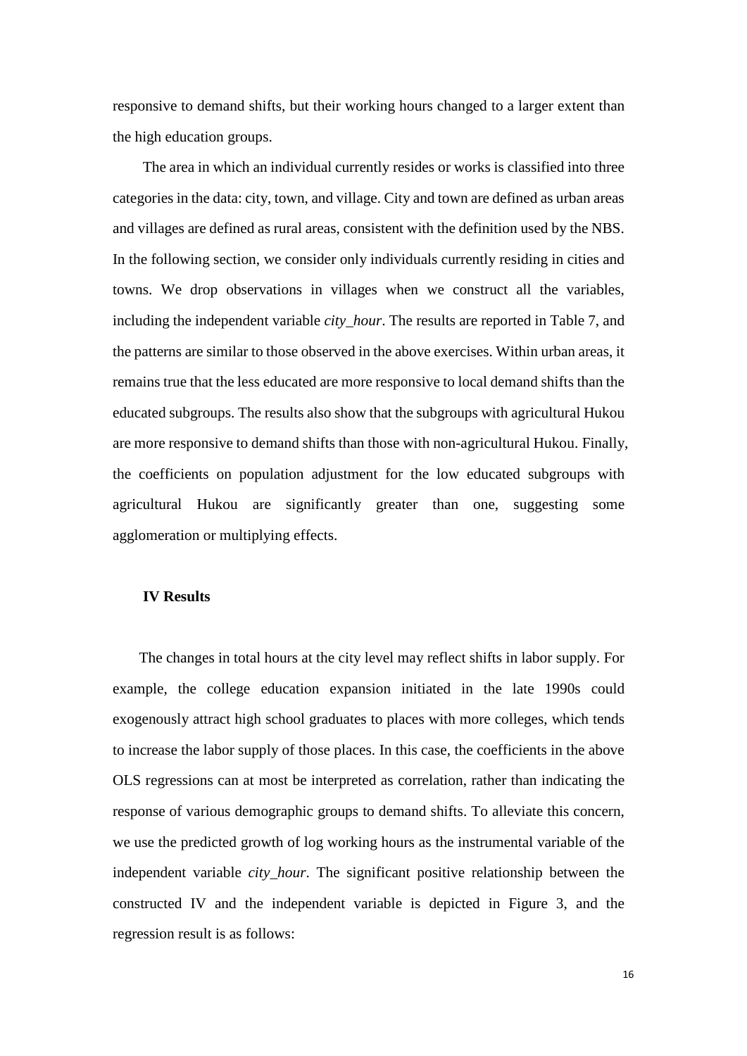responsive to demand shifts, but their working hours changed to a larger extent than the high education groups.

The area in which an individual currently resides or works is classified into three categories in the data: city, town, and village. City and town are defined as urban areas and villages are defined as rural areas, consistent with the definition used by the NBS. In the following section, we consider only individuals currently residing in cities and towns. We drop observations in villages when we construct all the variables, including the independent variable *city_hour*. The results are reported in Table 7, and the patterns are similar to those observed in the above exercises. Within urban areas, it remains true that the less educated are more responsive to local demand shifts than the educated subgroups. The results also show that the subgroups with agricultural Hukou are more responsive to demand shifts than those with non-agricultural Hukou. Finally, the coefficients on population adjustment for the low educated subgroups with agricultural Hukou are significantly greater than one, suggesting some agglomeration or multiplying effects.

### IV Results

The changes in total hours at the city level may reflect shifts in labor supply. For example, the college education expansion initiated in the late 1990s could exogenously attract high school graduates to places with more colleges, which tends to increase the labor supply of those places. In this case, the coefficients in the above OLS regressions can at most be interpreted as correlation, rather than indicating the response of various demographic groups to demand shifts. To alleviate this concern, we use the predicted growth of log working hours as the instrumental variable of the independent variable *city_hour*. The significant positive relationship between the constructed IV and the independent variable is depicted in Figure 3, and the regression result is as follows: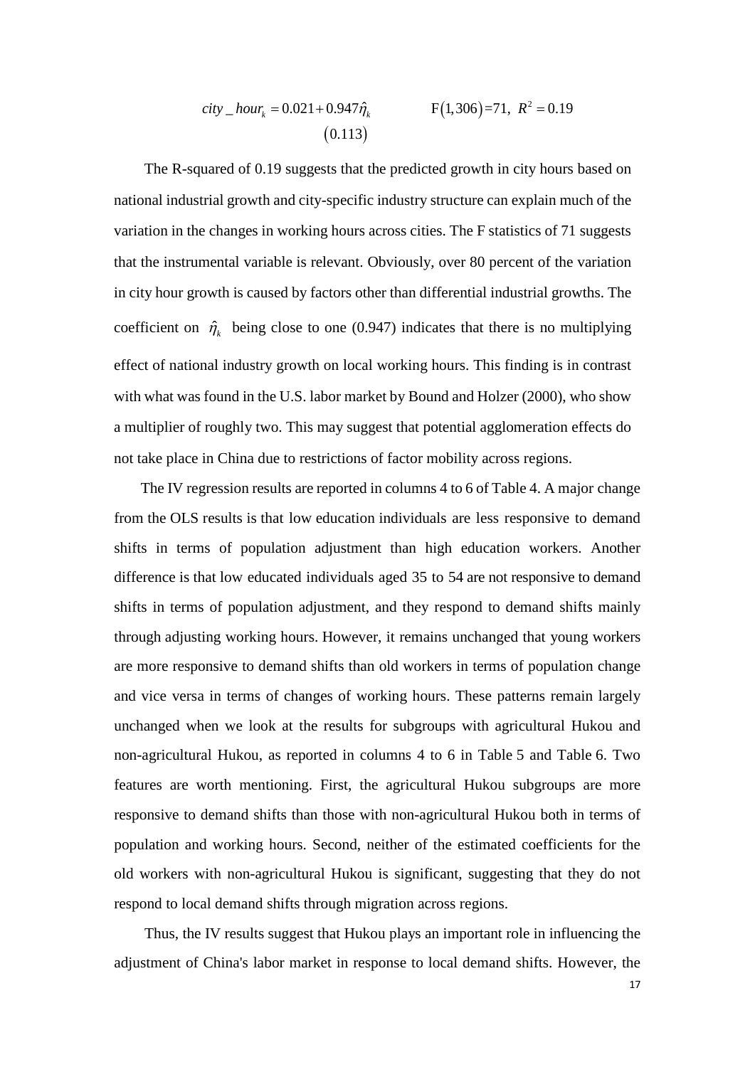$$city\_hour_k = 0.021 + \underset{(0.113)}{0.947}\hat{\eta}_k \qquad \text{F}(1,306)=71,\ R^2 = 0.19$$

The R-squared of 0.19 suggests that the predicted growth in city hours based on national industrial growth and city-specific industry structure can explain much of the variation in the changes in working hours across cities. The F statistics of 71 suggests that the instrumental variable is relevant. Obviously, over 80 percent of the variation in city hour growth is caused by factors other than differential industrial growths. The coefficient on $\hat{\eta}_k$ being close to one (0.947) indicates that there is no multiplying effect of national industry growth on local working hours. This finding is in contrast with what was found in the U.S. labor market by Bound and Holzer (2000), who show a multiplier of roughly two. This may suggest that potential agglomeration effects do not take place in China due to restrictions of factor mobility across regions.

The IV regression results are reported in columns 4 to 6 of Table 4. A major change from the OLS results is that low education individuals are less responsive to demand shifts in terms of population adjustment than high education workers. Another difference is that low educated individuals aged 35 to 54 are not responsive to demand shifts in terms of population adjustment, and they respond to demand shifts mainly through adjusting working hours. However, it remains unchanged that young workers are more responsive to demand shifts than old workers in terms of population change and vice versa in terms of changes of working hours. These patterns remain largely unchanged when we look at the results for subgroups with agricultural Hukou and non-agricultural Hukou, as reported in columns 4 to 6 in Table 5 and Table 6. Two features are worth mentioning. First, the agricultural Hukou subgroups are more responsive to demand shifts than those with non-agricultural Hukou both in terms of population and working hours. Second, neither of the estimated coefficients for the old workers with non-agricultural Hukou is significant, suggesting that they do not respond to local demand shifts through migration across regions.

Thus, the IV results suggest that Hukou plays an important role in influencing the adjustment of China's labor market in response to local demand shifts. However, the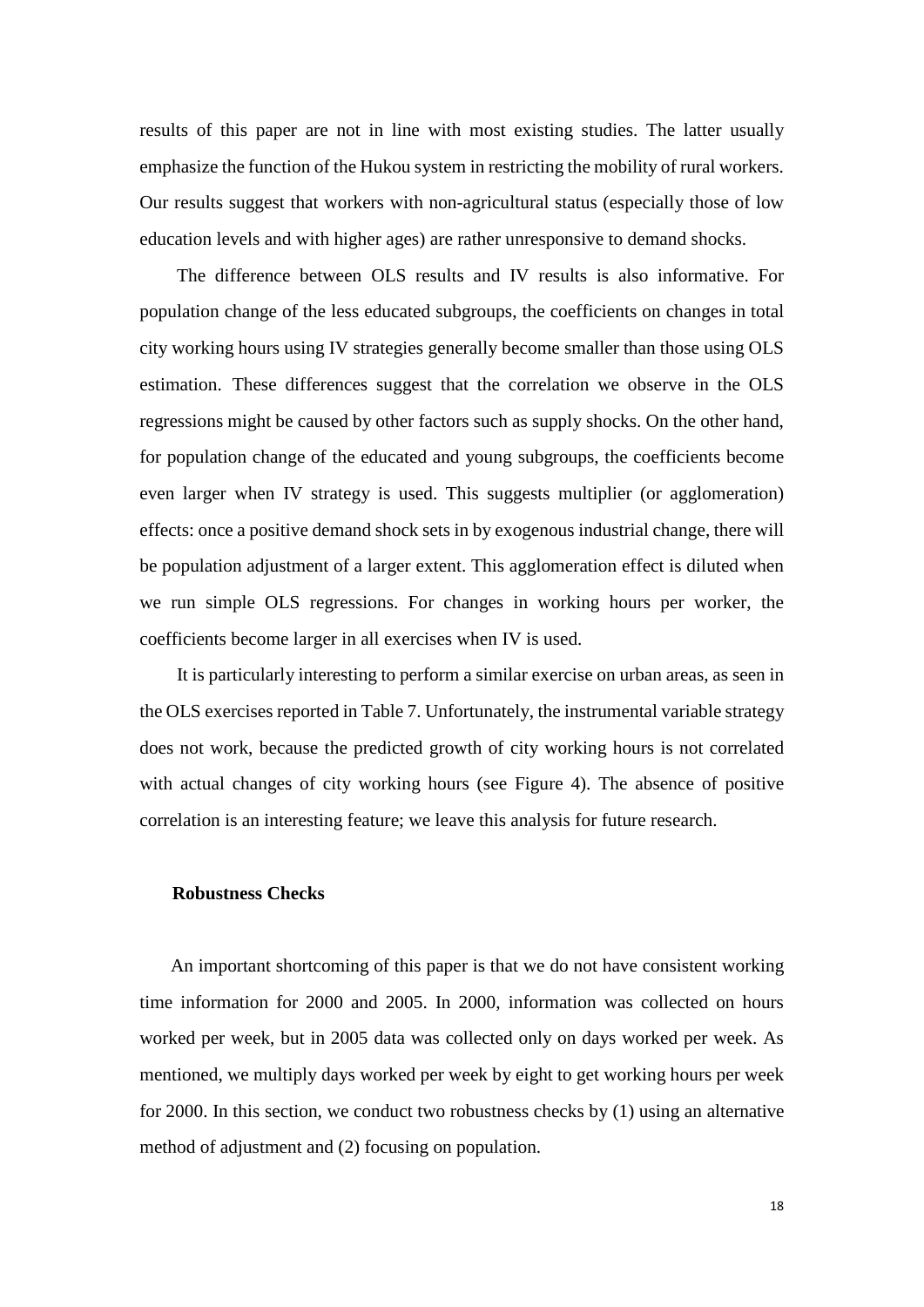results of this paper are not in line with most existing studies. The latter usually emphasize the function of the Hukou system in restricting the mobility of rural workers. Our results suggest that workers with non-agricultural status (especially those of low education levels and with higher ages) are rather unresponsive to demand shocks.

The difference between OLS results and IV results is also informative. For population change of the less educated subgroups, the coefficients on changes in total city working hours using IV strategies generally become smaller than those using OLS estimation. These differences suggest that the correlation we observe in the OLS regressions might be caused by other factors such as supply shocks. On the other hand, for population change of the educated and young subgroups, the coefficients become even larger when IV strategy is used. This suggests multiplier (or agglomeration) effects: once a positive demand shock sets in by exogenous industrial change, there will be population adjustment of a larger extent. This agglomeration effect is diluted when we run simple OLS regressions. For changes in working hours per worker, the coefficients become larger in all exercises when IV is used.

It is particularly interesting to perform a similar exercise on urban areas, as seen in the OLS exercises reported in Table 7. Unfortunately, the instrumental variable strategy does not work, because the predicted growth of city working hours is not correlated with actual changes of city working hours (see Figure 4). The absence of positive correlation is an interesting feature; we leave this analysis for future research.

### Robustness Checks

An important shortcoming of this paper is that we do not have consistent working time information for 2000 and 2005. In 2000, information was collected on hours worked per week, but in 2005 data was collected only on days worked per week. As mentioned, we multiply days worked per week by eight to get working hours per week for 2000. In this section, we conduct two robustness checks by (1) using an alternative method of adjustment and (2) focusing on population.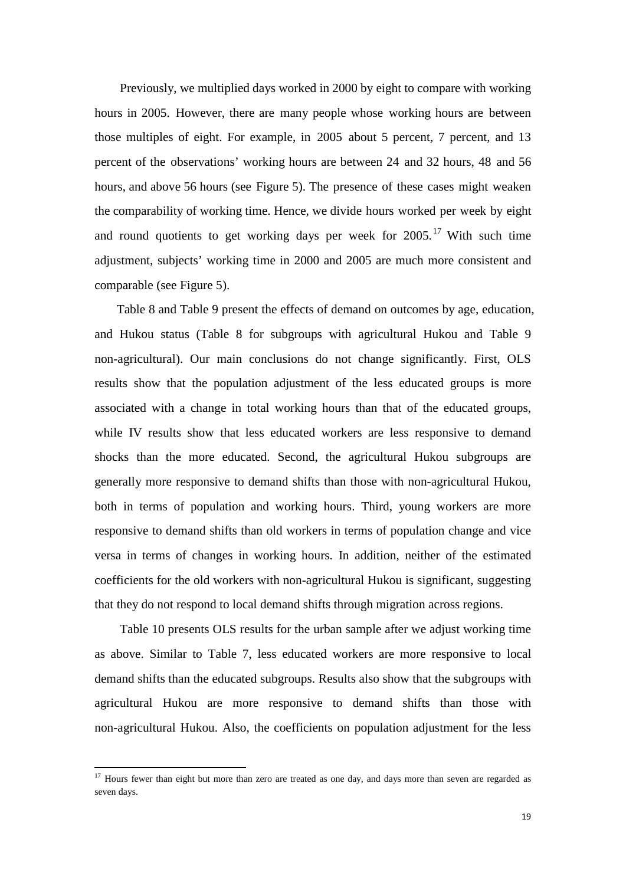Previously, we multiplied days worked in 2000 by eight to compare with working hours in 2005. However, there are many people whose working hours are between those multiples of eight. For example, in 2005 about 5 percent, 7 percent, and 13 percent of the observations' working hours are between 24 and 32 hours, 48 and 56 hours, and above 56 hours (see Figure 5). The presence of these cases might weaken the comparability of working time. Hence, we divide hours worked per week by eight and round quotients to get working days per week for 2005.[17] With such time adjustment, subjects' working time in 2000 and 2005 are much more consistent and comparable (see Figure 5).

Table 8 and Table 9 present the effects of demand on outcomes by age, education, and Hukou status (Table 8 for subgroups with agricultural Hukou and Table 9 non-agricultural). Our main conclusions do not change significantly. First, OLS results show that the population adjustment of the less educated groups is more associated with a change in total working hours than that of the educated groups, while IV results show that less educated workers are less responsive to demand shocks than the more educated. Second, the agricultural Hukou subgroups are generally more responsive to demand shifts than those with non-agricultural Hukou, both in terms of population and working hours. Third, young workers are more responsive to demand shifts than old workers in terms of population change and vice versa in terms of changes in working hours. In addition, neither of the estimated coefficients for the old workers with non-agricultural Hukou is significant, suggesting that they do not respond to local demand shifts through migration across regions.

Table 10 presents OLS results for the urban sample after we adjust working time as above. Similar to Table 7, less educated workers are more responsive to local demand shifts than the educated subgroups. Results also show that the subgroups with agricultural Hukou are more responsive to demand shifts than those with non-agricultural Hukou. Also, the coefficients on population adjustment for the less

[17] Hours fewer than eight but more than zero are treated as one day, and days more than seven are regarded as seven days.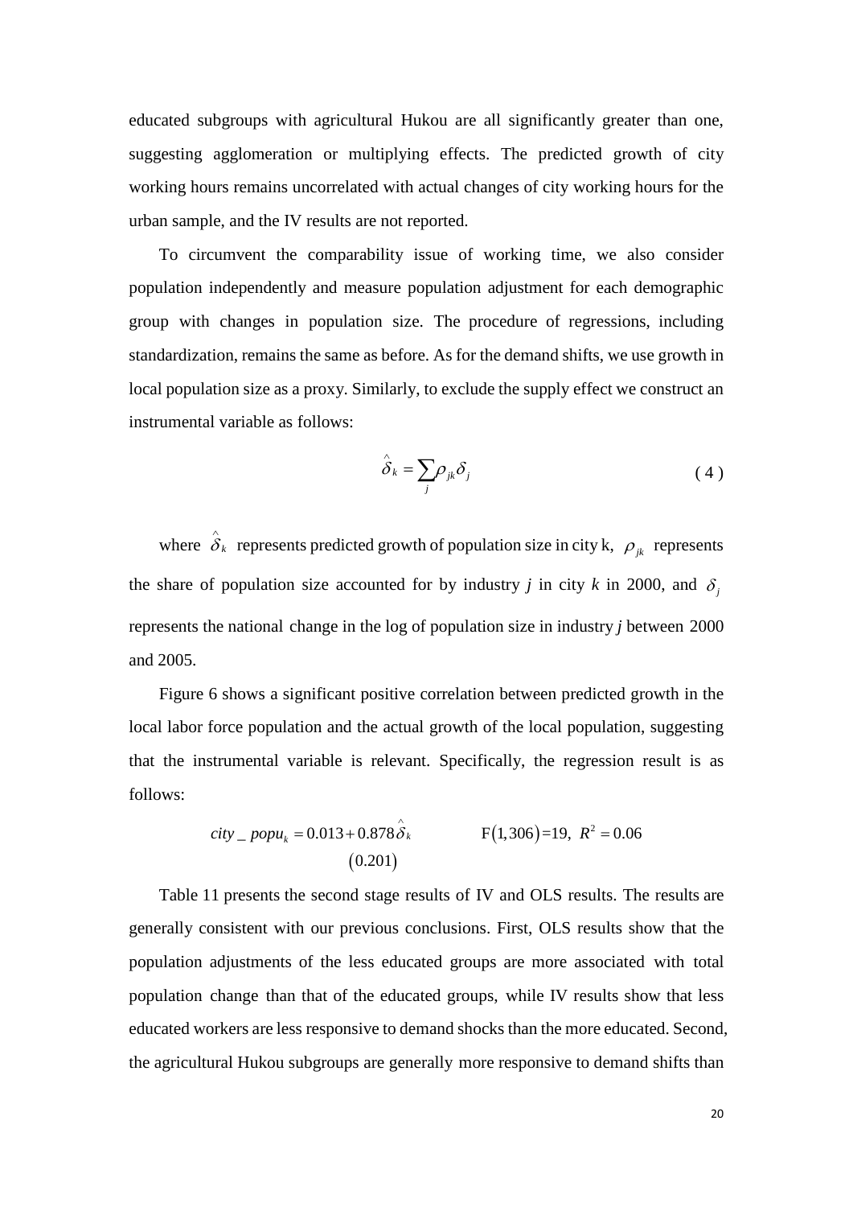educated subgroups with agricultural Hukou are all significantly greater than one, suggesting agglomeration or multiplying effects. The predicted growth of city working hours remains uncorrelated with actual changes of city working hours for the urban sample, and the IV results are not reported.

To circumvent the comparability issue of working time, we also consider population independently and measure population adjustment for each demographic group with changes in population size. The procedure of regressions, including standardization, remains the same as before. As for the demand shifts, we use growth in local population size as a proxy. Similarly, to exclude the supply effect we construct an instrumental variable as follows:

$$\hat{\delta}_k = \sum_j \rho_{jk} \delta_j \tag{4}$$

where $\hat{\delta}_k$ represents predicted growth of population size in city k, $\rho_{jk}$ represents the share of population size accounted for by industry *j* in city *k* in 2000, and $\delta_j$ represents the national change in the log of population size in industry *j* between 2000 and 2005.

Figure 6 shows a significant positive correlation between predicted growth in the local labor force population and the actual growth of the local population, suggesting that the instrumental variable is relevant. Specifically, the regression result is as follows:

$$\underset{}{city\_popu_k = 0.013 + \underset{(0.201)}{0.878}\hat{\delta}_k} \qquad \mathrm{F}(1,306)=19,\ R^2 = 0.06$$

Table 11 presents the second stage results of IV and OLS results. The results are generally consistent with our previous conclusions. First, OLS results show that the population adjustments of the less educated groups are more associated with total population change than that of the educated groups, while IV results show that less educated workers are less responsive to demand shocks than the more educated. Second, the agricultural Hukou subgroups are generally more responsive to demand shifts than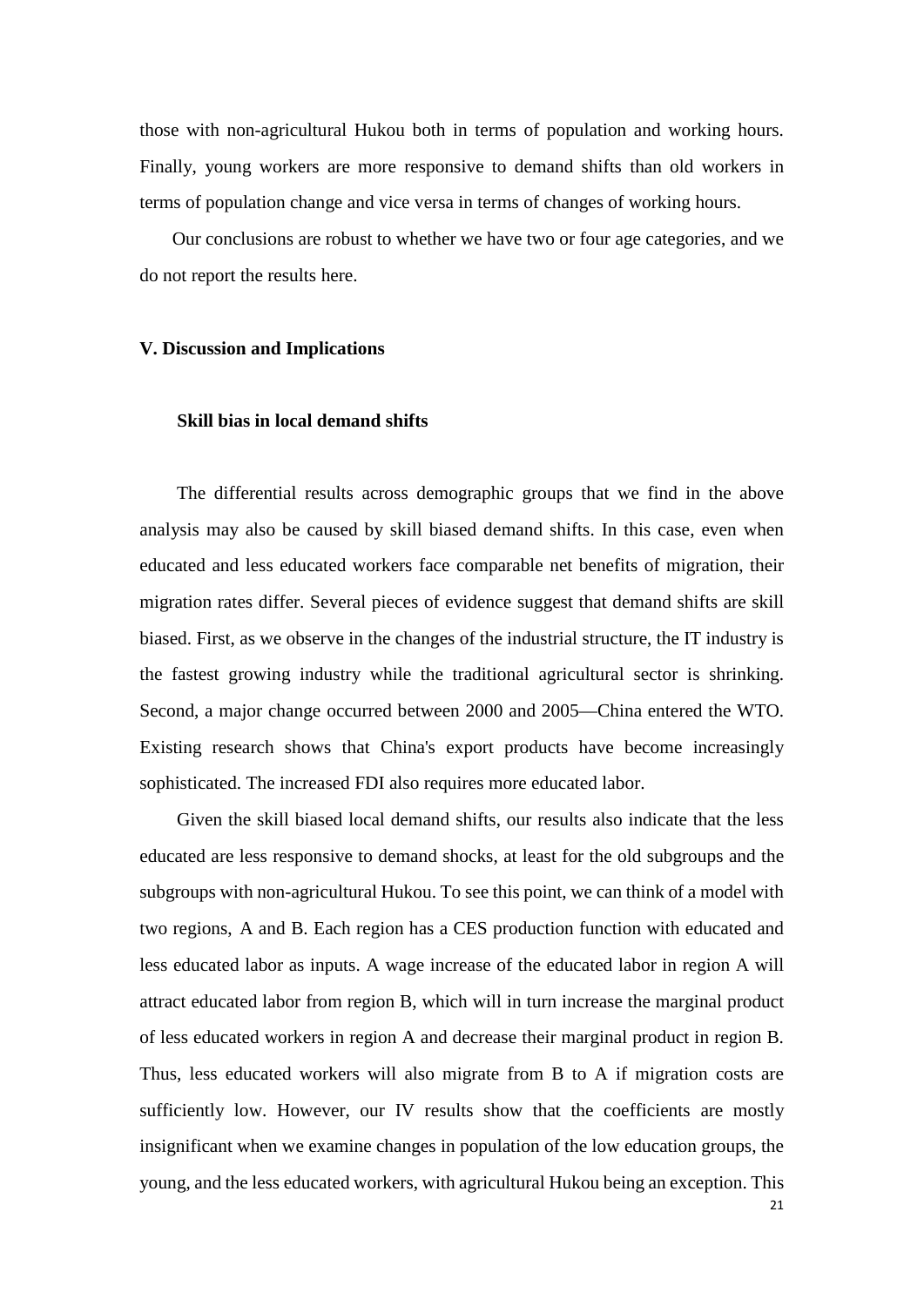those with non-agricultural Hukou both in terms of population and working hours. Finally, young workers are more responsive to demand shifts than old workers in terms of population change and vice versa in terms of changes of working hours.

Our conclusions are robust to whether we have two or four age categories, and we do not report the results here.

## V. Discussion and Implications

### Skill bias in local demand shifts

The differential results across demographic groups that we find in the above analysis may also be caused by skill biased demand shifts. In this case, even when educated and less educated workers face comparable net benefits of migration, their migration rates differ. Several pieces of evidence suggest that demand shifts are skill biased. First, as we observe in the changes of the industrial structure, the IT industry is the fastest growing industry while the traditional agricultural sector is shrinking. Second, a major change occurred between 2000 and 2005—China entered the WTO. Existing research shows that China's export products have become increasingly sophisticated. The increased FDI also requires more educated labor.

Given the skill biased local demand shifts, our results also indicate that the less educated are less responsive to demand shocks, at least for the old subgroups and the subgroups with non-agricultural Hukou. To see this point, we can think of a model with two regions, A and B. Each region has a CES production function with educated and less educated labor as inputs. A wage increase of the educated labor in region A will attract educated labor from region B, which will in turn increase the marginal product of less educated workers in region A and decrease their marginal product in region B. Thus, less educated workers will also migrate from B to A if migration costs are sufficiently low. However, our IV results show that the coefficients are mostly insignificant when we examine changes in population of the low education groups, the young, and the less educated workers, with agricultural Hukou being an exception. This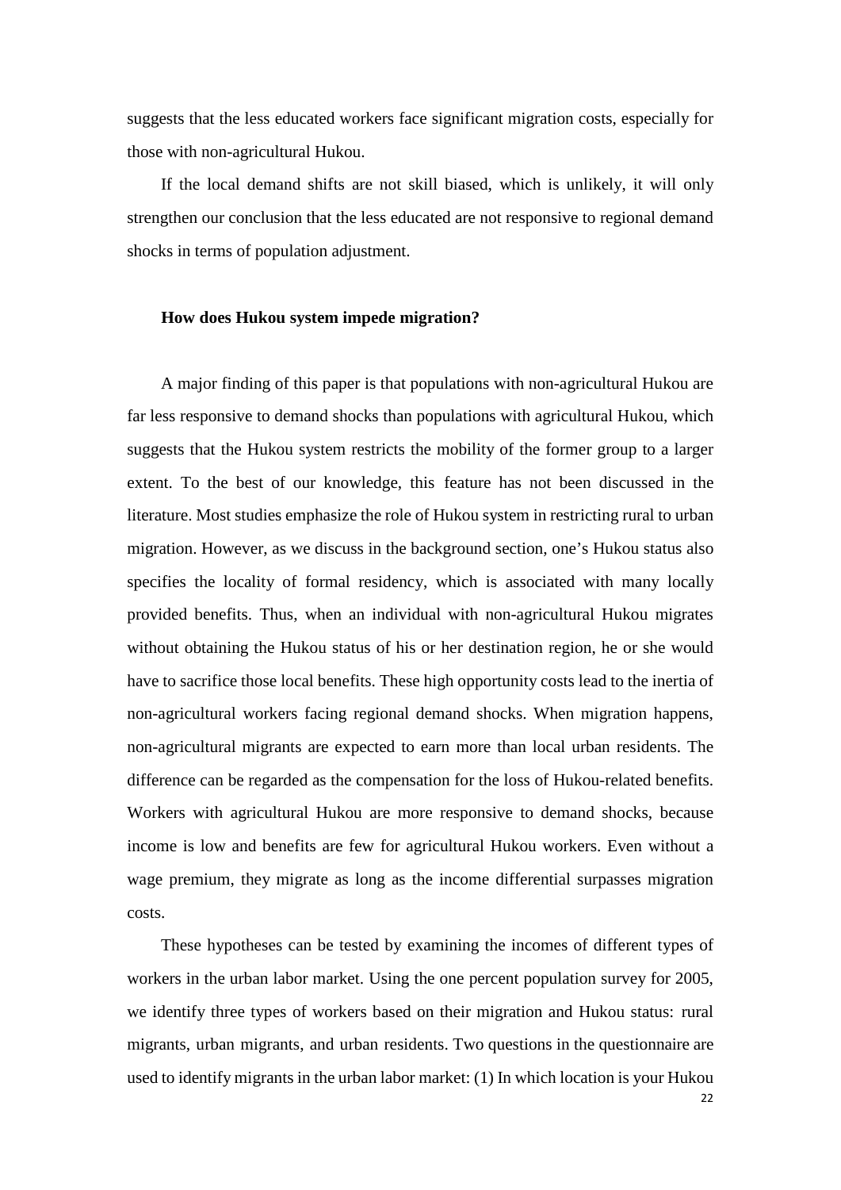suggests that the less educated workers face significant migration costs, especially for those with non-agricultural Hukou.

If the local demand shifts are not skill biased, which is unlikely, it will only strengthen our conclusion that the less educated are not responsive to regional demand shocks in terms of population adjustment.

**How does Hukou system impede migration?**

A major finding of this paper is that populations with non-agricultural Hukou are far less responsive to demand shocks than populations with agricultural Hukou, which suggests that the Hukou system restricts the mobility of the former group to a larger extent. To the best of our knowledge, this feature has not been discussed in the literature. Most studies emphasize the role of Hukou system in restricting rural to urban migration. However, as we discuss in the background section, one's Hukou status also specifies the locality of formal residency, which is associated with many locally provided benefits. Thus, when an individual with non-agricultural Hukou migrates without obtaining the Hukou status of his or her destination region, he or she would have to sacrifice those local benefits. These high opportunity costs lead to the inertia of non-agricultural workers facing regional demand shocks. When migration happens, non-agricultural migrants are expected to earn more than local urban residents. The difference can be regarded as the compensation for the loss of Hukou-related benefits. Workers with agricultural Hukou are more responsive to demand shocks, because income is low and benefits are few for agricultural Hukou workers. Even without a wage premium, they migrate as long as the income differential surpasses migration costs.

These hypotheses can be tested by examining the incomes of different types of workers in the urban labor market. Using the one percent population survey for 2005, we identify three types of workers based on their migration and Hukou status: rural migrants, urban migrants, and urban residents. Two questions in the questionnaire are used to identify migrants in the urban labor market: (1) In which location is your Hukou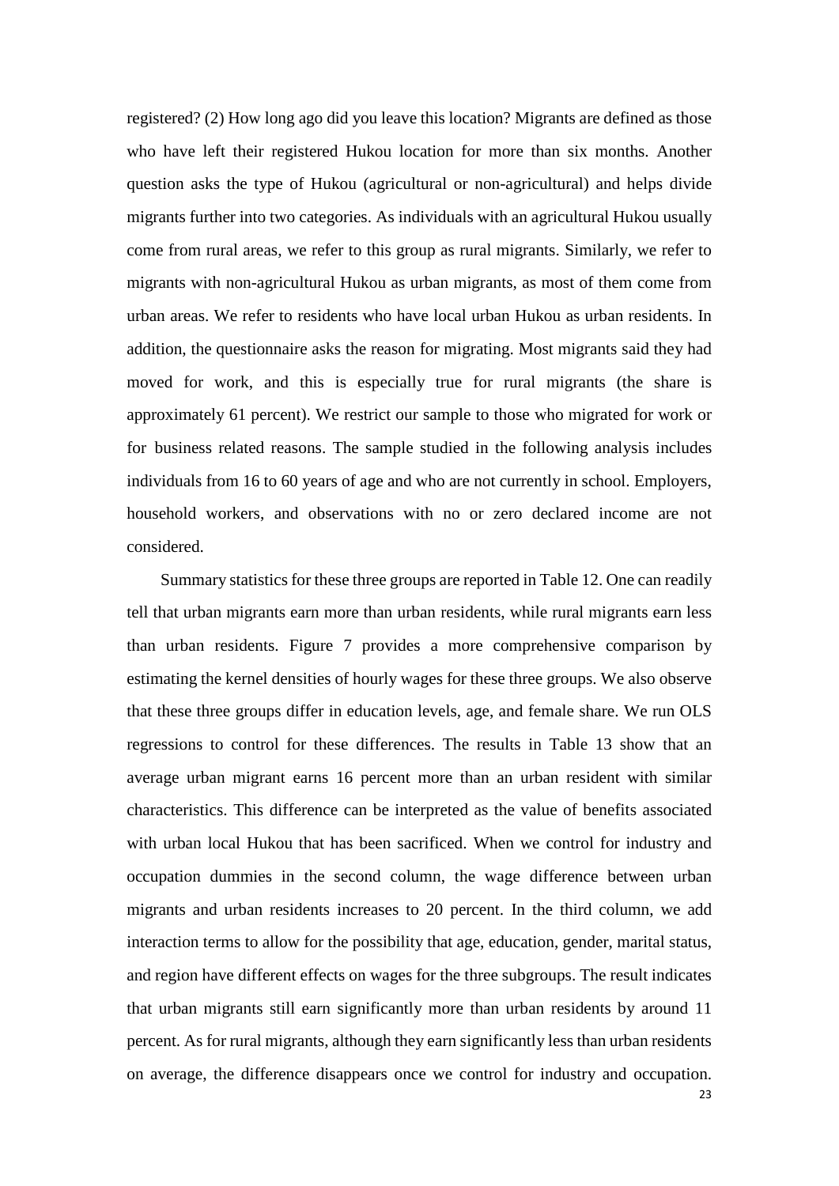registered? (2) How long ago did you leave this location? Migrants are defined as those who have left their registered Hukou location for more than six months. Another question asks the type of Hukou (agricultural or non-agricultural) and helps divide migrants further into two categories. As individuals with an agricultural Hukou usually come from rural areas, we refer to this group as rural migrants. Similarly, we refer to migrants with non-agricultural Hukou as urban migrants, as most of them come from urban areas. We refer to residents who have local urban Hukou as urban residents. In addition, the questionnaire asks the reason for migrating. Most migrants said they had moved for work, and this is especially true for rural migrants (the share is approximately 61 percent). We restrict our sample to those who migrated for work or for business related reasons. The sample studied in the following analysis includes individuals from 16 to 60 years of age and who are not currently in school. Employers, household workers, and observations with no or zero declared income are not considered.

Summary statistics for these three groups are reported in Table 12. One can readily tell that urban migrants earn more than urban residents, while rural migrants earn less than urban residents. Figure 7 provides a more comprehensive comparison by estimating the kernel densities of hourly wages for these three groups. We also observe that these three groups differ in education levels, age, and female share. We run OLS regressions to control for these differences. The results in Table 13 show that an average urban migrant earns 16 percent more than an urban resident with similar characteristics. This difference can be interpreted as the value of benefits associated with urban local Hukou that has been sacrificed. When we control for industry and occupation dummies in the second column, the wage difference between urban migrants and urban residents increases to 20 percent. In the third column, we add interaction terms to allow for the possibility that age, education, gender, marital status, and region have different effects on wages for the three subgroups. The result indicates that urban migrants still earn significantly more than urban residents by around 11 percent. As for rural migrants, although they earn significantly less than urban residents on average, the difference disappears once we control for industry and occupation.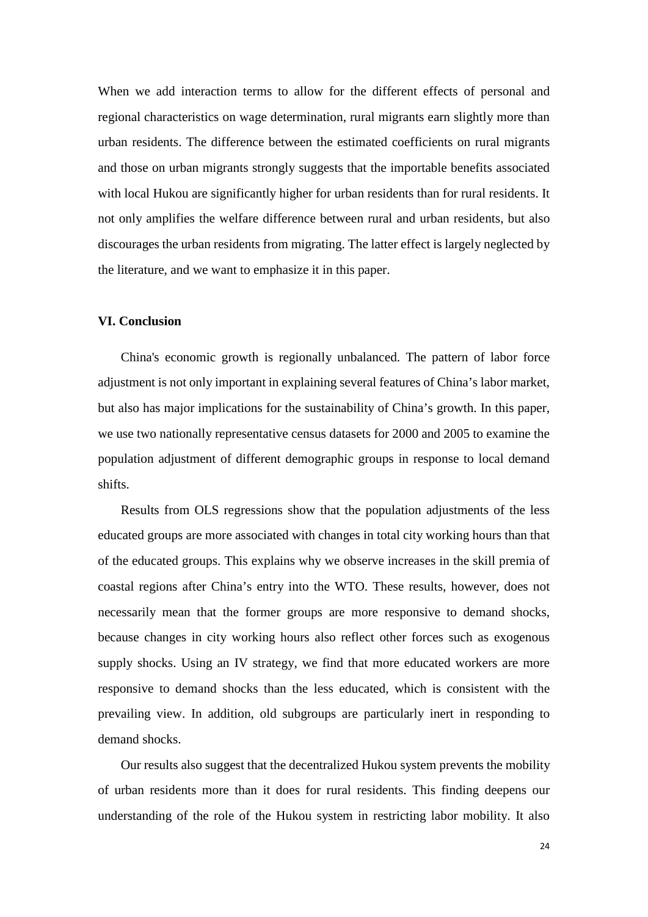When we add interaction terms to allow for the different effects of personal and regional characteristics on wage determination, rural migrants earn slightly more than urban residents. The difference between the estimated coefficients on rural migrants and those on urban migrants strongly suggests that the importable benefits associated with local Hukou are significantly higher for urban residents than for rural residents. It not only amplifies the welfare difference between rural and urban residents, but also discourages the urban residents from migrating. The latter effect is largely neglected by the literature, and we want to emphasize it in this paper.

## VI. Conclusion

China's economic growth is regionally unbalanced. The pattern of labor force adjustment is not only important in explaining several features of China's labor market, but also has major implications for the sustainability of China's growth. In this paper, we use two nationally representative census datasets for 2000 and 2005 to examine the population adjustment of different demographic groups in response to local demand shifts.

Results from OLS regressions show that the population adjustments of the less educated groups are more associated with changes in total city working hours than that of the educated groups. This explains why we observe increases in the skill premia of coastal regions after China's entry into the WTO. These results, however, does not necessarily mean that the former groups are more responsive to demand shocks, because changes in city working hours also reflect other forces such as exogenous supply shocks. Using an IV strategy, we find that more educated workers are more responsive to demand shocks than the less educated, which is consistent with the prevailing view. In addition, old subgroups are particularly inert in responding to demand shocks.

Our results also suggest that the decentralized Hukou system prevents the mobility of urban residents more than it does for rural residents. This finding deepens our understanding of the role of the Hukou system in restricting labor mobility. It also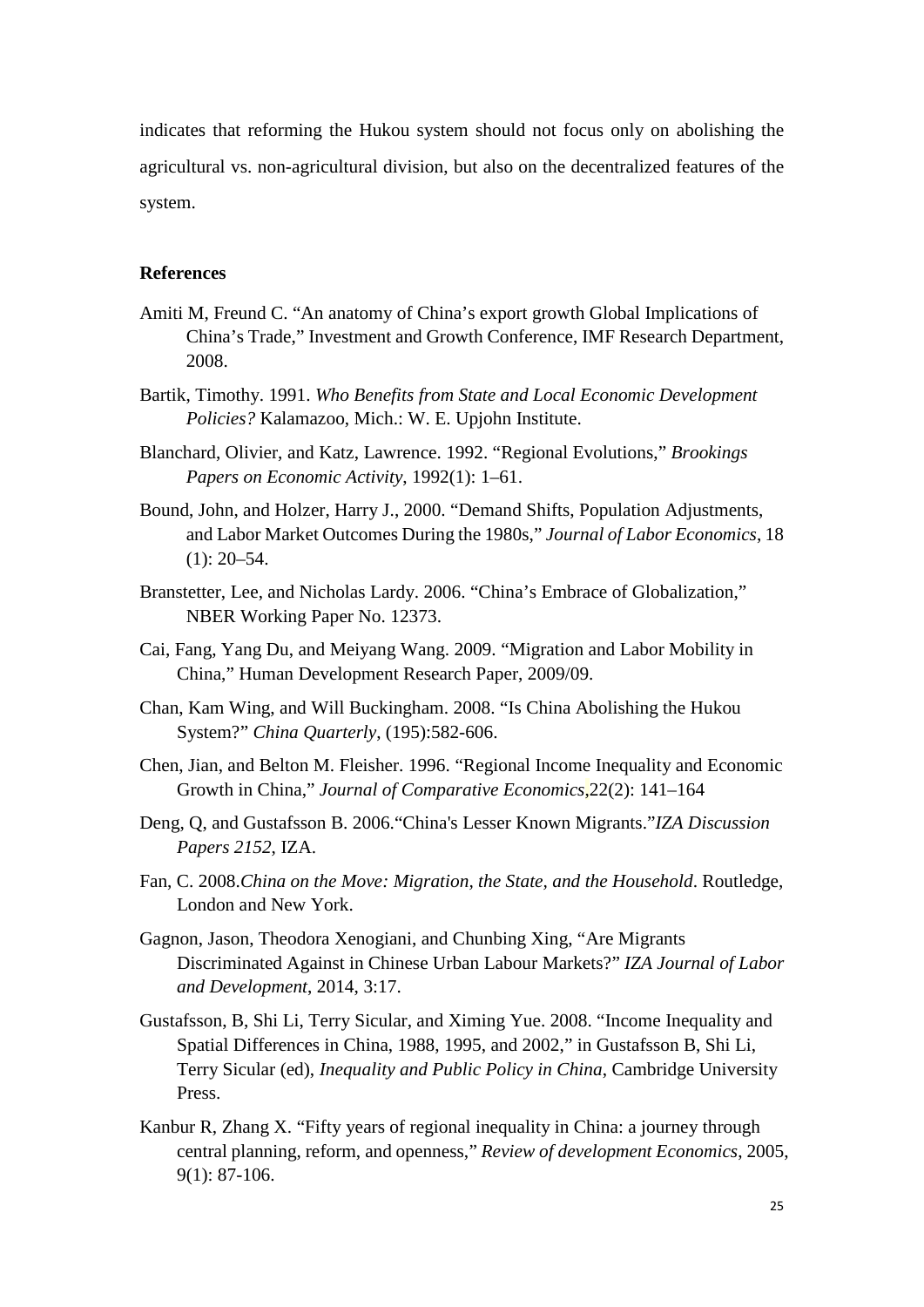indicates that reforming the Hukou system should not focus only on abolishing the agricultural vs. non-agricultural division, but also on the decentralized features of the system.

**References**

Amiti M, Freund C. "An anatomy of China's export growth Global Implications of China's Trade," Investment and Growth Conference, IMF Research Department, 2008.

Bartik, Timothy. 1991. *Who Benefits from State and Local Economic Development Policies?* Kalamazoo, Mich.: W. E. Upjohn Institute.

Blanchard, Olivier, and Katz, Lawrence. 1992. "Regional Evolutions," *Brookings Papers on Economic Activity*, 1992(1): 1–61.

Bound, John, and Holzer, Harry J., 2000. "Demand Shifts, Population Adjustments, and Labor Market Outcomes During the 1980s," *Journal of Labor Economics*, 18 (1): 20–54.

Branstetter, Lee, and Nicholas Lardy. 2006. "China's Embrace of Globalization," NBER Working Paper No. 12373.

Cai, Fang, Yang Du, and Meiyang Wang. 2009. "Migration and Labor Mobility in China," Human Development Research Paper, 2009/09.

Chan, Kam Wing, and Will Buckingham. 2008. "Is China Abolishing the Hukou System?" *China Quarterly*, (195):582-606.

Chen, Jian, and Belton M. Fleisher. 1996. "Regional Income Inequality and Economic Growth in China," *Journal of Comparative Economics*,22(2): 141–164

Deng, Q, and Gustafsson B. 2006."China's Lesser Known Migrants."*IZA Discussion Papers 2152*, IZA.

Fan, C. 2008.*China on the Move: Migration, the State, and the Household*. Routledge, London and New York.

Gagnon, Jason, Theodora Xenogiani, and Chunbing Xing, "Are Migrants Discriminated Against in Chinese Urban Labour Markets?" *IZA Journal of Labor and Development*, 2014, 3:17.

Gustafsson, B, Shi Li, Terry Sicular, and Ximing Yue. 2008. "Income Inequality and Spatial Differences in China, 1988, 1995, and 2002," in Gustafsson B, Shi Li, Terry Sicular (ed), *Inequality and Public Policy in China*, Cambridge University Press.

Kanbur R, Zhang X. "Fifty years of regional inequality in China: a journey through central planning, reform, and openness," *Review of development Economics*, 2005, 9(1): 87-106.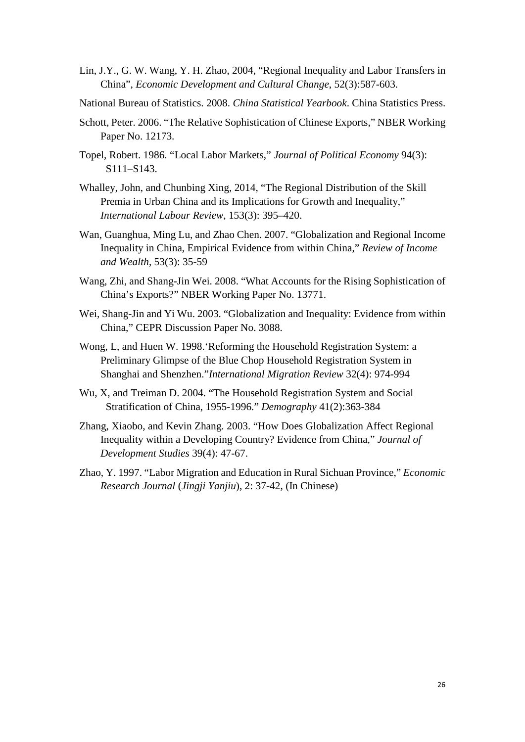Lin, J.Y., G. W. Wang, Y. H. Zhao, 2004, "Regional Inequality and Labor Transfers in China", *Economic Development and Cultural Change*, 52(3):587-603.

National Bureau of Statistics. 2008. *China Statistical Yearbook*. China Statistics Press.

Schott, Peter. 2006. "The Relative Sophistication of Chinese Exports," NBER Working Paper No. 12173.

Topel, Robert. 1986. "Local Labor Markets," *Journal of Political Economy* 94(3): S111–S143.

Whalley, John, and Chunbing Xing, 2014, "The Regional Distribution of the Skill Premia in Urban China and its Implications for Growth and Inequality," *International Labour Review*, 153(3): 395–420.

Wan, Guanghua, Ming Lu, and Zhao Chen. 2007. "Globalization and Regional Income Inequality in China, Empirical Evidence from within China," *Review of Income and Wealth*, 53(3): 35-59

Wang, Zhi, and Shang-Jin Wei. 2008. "What Accounts for the Rising Sophistication of China's Exports?" NBER Working Paper No. 13771.

Wei, Shang-Jin and Yi Wu. 2003. "Globalization and Inequality: Evidence from within China," CEPR Discussion Paper No. 3088.

Wong, L, and Huen W. 1998.'Reforming the Household Registration System: a Preliminary Glimpse of the Blue Chop Household Registration System in Shanghai and Shenzhen."*International Migration Review* 32(4): 974-994

Wu, X, and Treiman D. 2004. "The Household Registration System and Social Stratification of China, 1955-1996." *Demography* 41(2):363-384

Zhang, Xiaobo, and Kevin Zhang. 2003. "How Does Globalization Affect Regional Inequality within a Developing Country? Evidence from China," *Journal of Development Studies* 39(4): 47-67.

Zhao, Y. 1997. "Labor Migration and Education in Rural Sichuan Province," *Economic Research Journal* (*Jingji Yanjiu*), 2: 37-42, (In Chinese)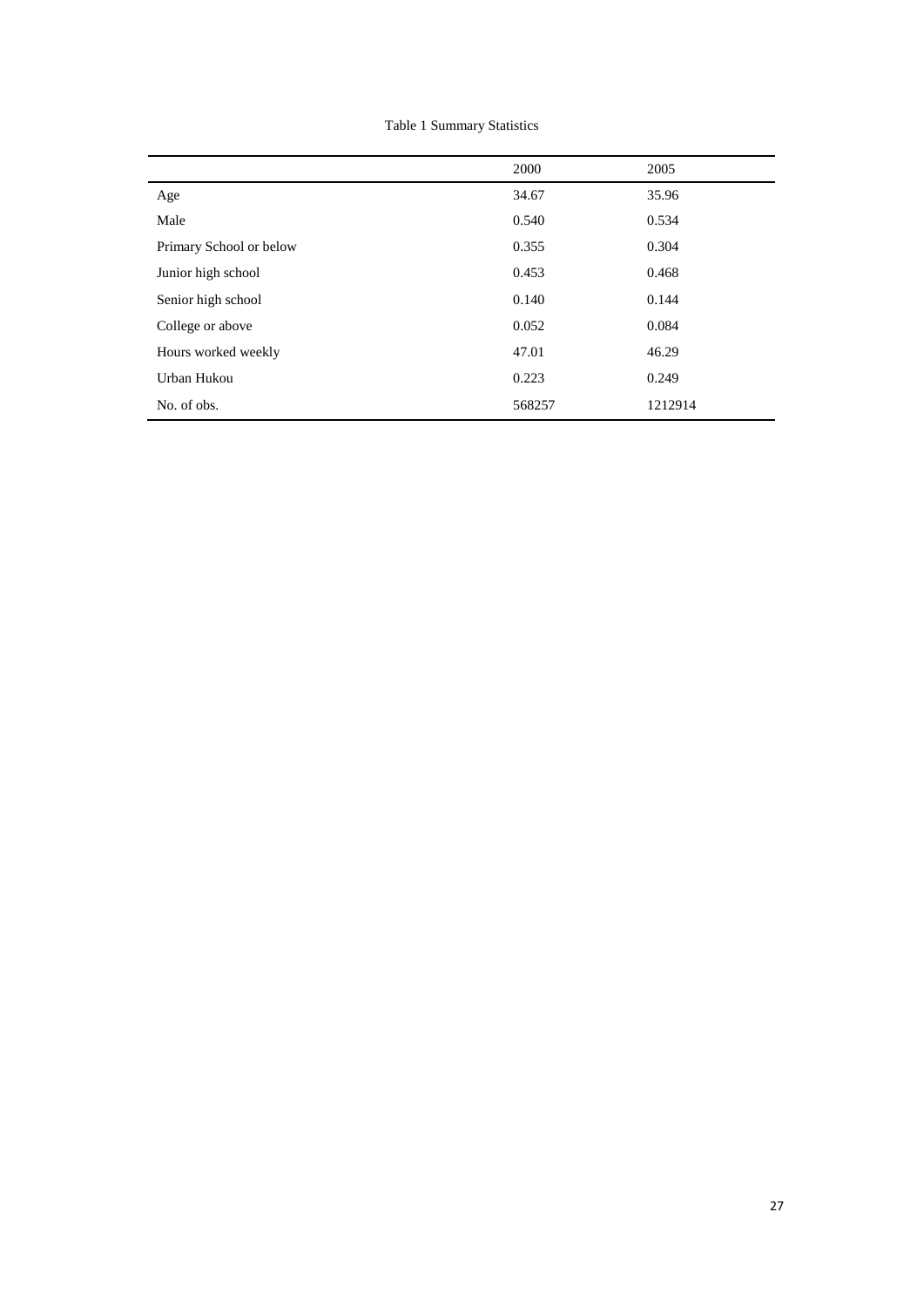Table 1 Summary Statistics

| | 2000 | 2005 |
|---|---|---|
| Age | 34.67 | 35.96 |
| Male | 0.540 | 0.534 |
| Primary School or below | 0.355 | 0.304 |
| Junior high school | 0.453 | 0.468 |
| Senior high school | 0.140 | 0.144 |
| College or above | 0.052 | 0.084 |
| Hours worked weekly | 47.01 | 46.29 |
| Urban Hukou | 0.223 | 0.249 |
| No. of obs. | 568257 | 1212914 |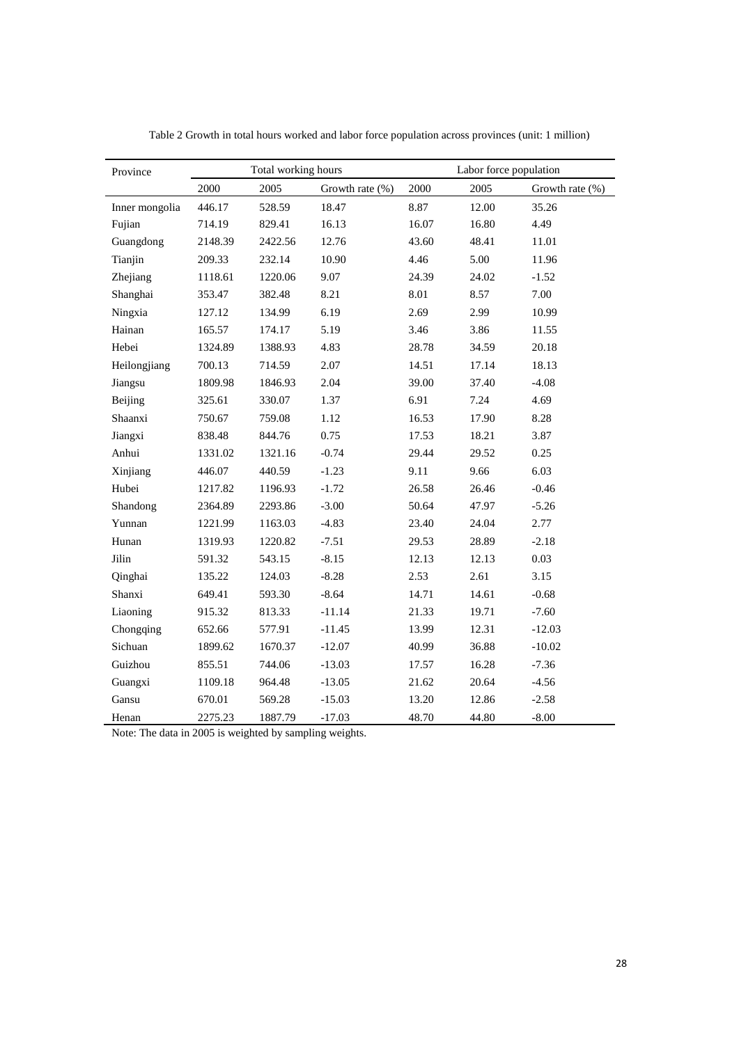Table 2 Growth in total hours worked and labor force population across provinces (unit: 1 million)

| Province | Total working hours | | | Labor force population | | |
|---|---|---|---|---|---|---|
| | 2000 | 2005 | Growth rate (%) | 2000 | 2005 | Growth rate (%) |
| Inner mongolia | 446.17 | 528.59 | 18.47 | 8.87 | 12.00 | 35.26 |
| Fujian | 714.19 | 829.41 | 16.13 | 16.07 | 16.80 | 4.49 |
| Guangdong | 2148.39 | 2422.56 | 12.76 | 43.60 | 48.41 | 11.01 |
| Tianjin | 209.33 | 232.14 | 10.90 | 4.46 | 5.00 | 11.96 |
| Zhejiang | 1118.61 | 1220.06 | 9.07 | 24.39 | 24.02 | -1.52 |
| Shanghai | 353.47 | 382.48 | 8.21 | 8.01 | 8.57 | 7.00 |
| Ningxia | 127.12 | 134.99 | 6.19 | 2.69 | 2.99 | 10.99 |
| Hainan | 165.57 | 174.17 | 5.19 | 3.46 | 3.86 | 11.55 |
| Hebei | 1324.89 | 1388.93 | 4.83 | 28.78 | 34.59 | 20.18 |
| Heilongjiang | 700.13 | 714.59 | 2.07 | 14.51 | 17.14 | 18.13 |
| Jiangsu | 1809.98 | 1846.93 | 2.04 | 39.00 | 37.40 | -4.08 |
| Beijing | 325.61 | 330.07 | 1.37 | 6.91 | 7.24 | 4.69 |
| Shaanxi | 750.67 | 759.08 | 1.12 | 16.53 | 17.90 | 8.28 |
| Jiangxi | 838.48 | 844.76 | 0.75 | 17.53 | 18.21 | 3.87 |
| Anhui | 1331.02 | 1321.16 | -0.74 | 29.44 | 29.52 | 0.25 |
| Xinjiang | 446.07 | 440.59 | -1.23 | 9.11 | 9.66 | 6.03 |
| Hubei | 1217.82 | 1196.93 | -1.72 | 26.58 | 26.46 | -0.46 |
| Shandong | 2364.89 | 2293.86 | -3.00 | 50.64 | 47.97 | -5.26 |
| Yunnan | 1221.99 | 1163.03 | -4.83 | 23.40 | 24.04 | 2.77 |
| Hunan | 1319.93 | 1220.82 | -7.51 | 29.53 | 28.89 | -2.18 |
| Jilin | 591.32 | 543.15 | -8.15 | 12.13 | 12.13 | 0.03 |
| Qinghai | 135.22 | 124.03 | -8.28 | 2.53 | 2.61 | 3.15 |
| Shanxi | 649.41 | 593.30 | -8.64 | 14.71 | 14.61 | -0.68 |
| Liaoning | 915.32 | 813.33 | -11.14 | 21.33 | 19.71 | -7.60 |
| Chongqing | 652.66 | 577.91 | -11.45 | 13.99 | 12.31 | -12.03 |
| Sichuan | 1899.62 | 1670.37 | -12.07 | 40.99 | 36.88 | -10.02 |
| Guizhou | 855.51 | 744.06 | -13.03 | 17.57 | 16.28 | -7.36 |
| Guangxi | 1109.18 | 964.48 | -13.05 | 21.62 | 20.64 | -4.56 |
| Gansu | 670.01 | 569.28 | -15.03 | 13.20 | 12.86 | -2.58 |
| Henan | 2275.23 | 1887.79 | -17.03 | 48.70 | 44.80 | -8.00 |

Note: The data in 2005 is weighted by sampling weights.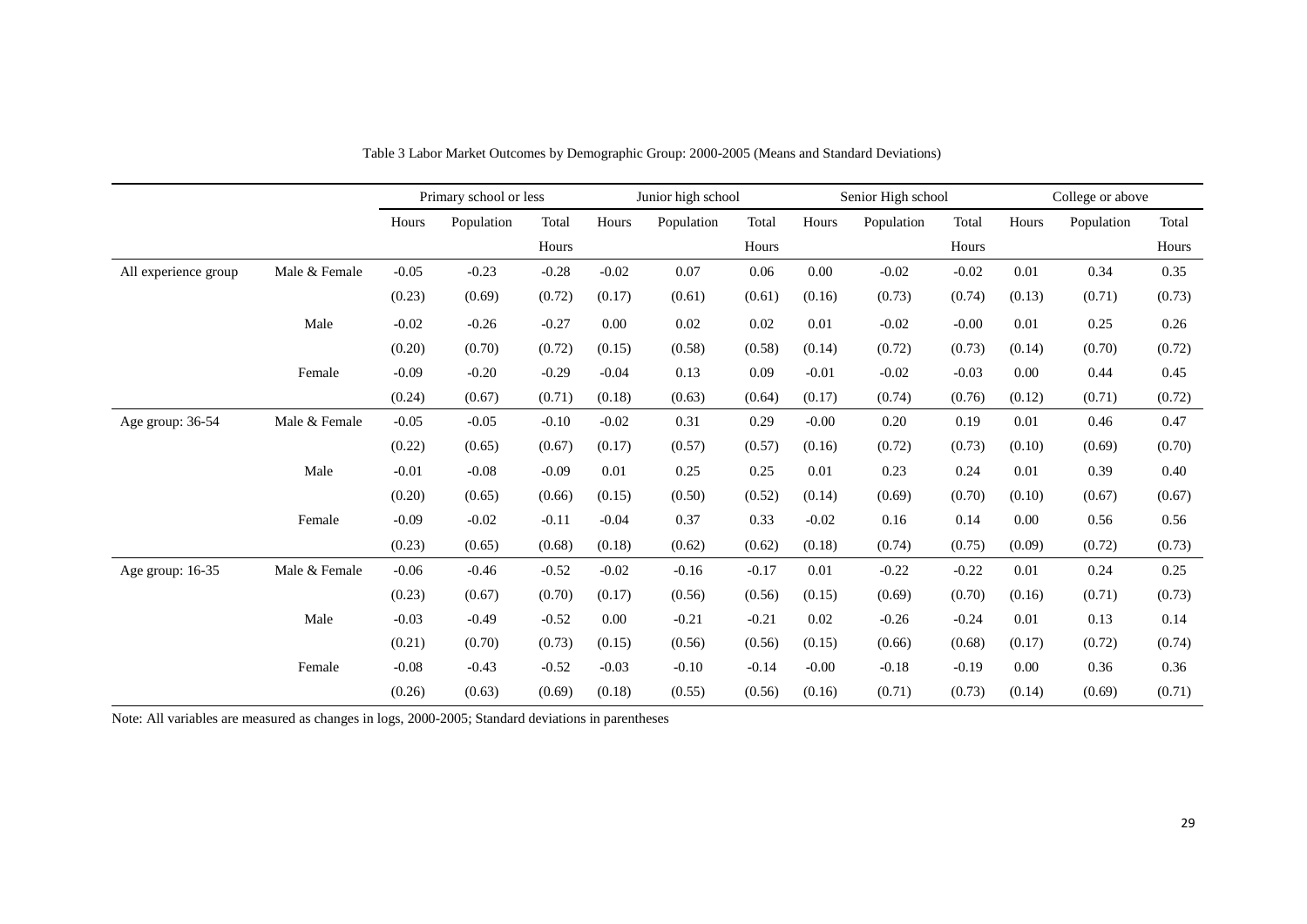Table 3 Labor Market Outcomes by Demographic Group: 2000-2005 (Means and Standard Deviations)

| | | Primary school or less | | | Junior high school | | | Senior High school | | | College or above | | |
|---|---|---|---|---|---|---|---|---|---|---|---|---|---|
| | | Hours | Population | Total Hours | Hours | Population | Total Hours | Hours | Population | Total Hours | Hours | Population | Total Hours |
| All experience group | Male & Female | -0.05 | -0.23 | -0.28 | -0.02 | 0.07 | 0.06 | 0.00 | -0.02 | -0.02 | 0.01 | 0.34 | 0.35 |
| | | (0.23) | (0.69) | (0.72) | (0.17) | (0.61) | (0.61) | (0.16) | (0.73) | (0.74) | (0.13) | (0.71) | (0.73) |
| | Male | -0.02 | -0.26 | -0.27 | 0.00 | 0.02 | 0.02 | 0.01 | -0.02 | -0.00 | 0.01 | 0.25 | 0.26 |
| | | (0.20) | (0.70) | (0.72) | (0.15) | (0.58) | (0.58) | (0.14) | (0.72) | (0.73) | (0.14) | (0.70) | (0.72) |
| | Female | -0.09 | -0.20 | -0.29 | -0.04 | 0.13 | 0.09 | -0.01 | -0.02 | -0.03 | 0.00 | 0.44 | 0.45 |
| | | (0.24) | (0.67) | (0.71) | (0.18) | (0.63) | (0.64) | (0.17) | (0.74) | (0.76) | (0.12) | (0.71) | (0.72) |
| Age group: 36-54 | Male & Female | -0.05 | -0.05 | -0.10 | -0.02 | 0.31 | 0.29 | -0.00 | 0.20 | 0.19 | 0.01 | 0.46 | 0.47 |
| | | (0.22) | (0.65) | (0.67) | (0.17) | (0.57) | (0.57) | (0.16) | (0.72) | (0.73) | (0.10) | (0.69) | (0.70) |
| | Male | -0.01 | -0.08 | -0.09 | 0.01 | 0.25 | 0.25 | 0.01 | 0.23 | 0.24 | 0.01 | 0.39 | 0.40 |
| | | (0.20) | (0.65) | (0.66) | (0.15) | (0.50) | (0.52) | (0.14) | (0.69) | (0.70) | (0.10) | (0.67) | (0.67) |
| | Female | -0.09 | -0.02 | -0.11 | -0.04 | 0.37 | 0.33 | -0.02 | 0.16 | 0.14 | 0.00 | 0.56 | 0.56 |
| | | (0.23) | (0.65) | (0.68) | (0.18) | (0.62) | (0.62) | (0.18) | (0.74) | (0.75) | (0.09) | (0.72) | (0.73) |
| Age group: 16-35 | Male & Female | -0.06 | -0.46 | -0.52 | -0.02 | -0.16 | -0.17 | 0.01 | -0.22 | -0.22 | 0.01 | 0.24 | 0.25 |
| | | (0.23) | (0.67) | (0.70) | (0.17) | (0.56) | (0.56) | (0.15) | (0.69) | (0.70) | (0.16) | (0.71) | (0.73) |
| | Male | -0.03 | -0.49 | -0.52 | 0.00 | -0.21 | -0.21 | 0.02 | -0.26 | -0.24 | 0.01 | 0.13 | 0.14 |
| | | (0.21) | (0.70) | (0.73) | (0.15) | (0.56) | (0.56) | (0.15) | (0.66) | (0.68) | (0.17) | (0.72) | (0.74) |
| | Female | -0.08 | -0.43 | -0.52 | -0.03 | -0.10 | -0.14 | -0.00 | -0.18 | -0.19 | 0.00 | 0.36 | 0.36 |
| | | (0.26) | (0.63) | (0.69) | (0.18) | (0.55) | (0.56) | (0.16) | (0.71) | (0.73) | (0.14) | (0.69) | (0.71) |

Note: All variables are measured as changes in logs, 2000-2005; Standard deviations in parentheses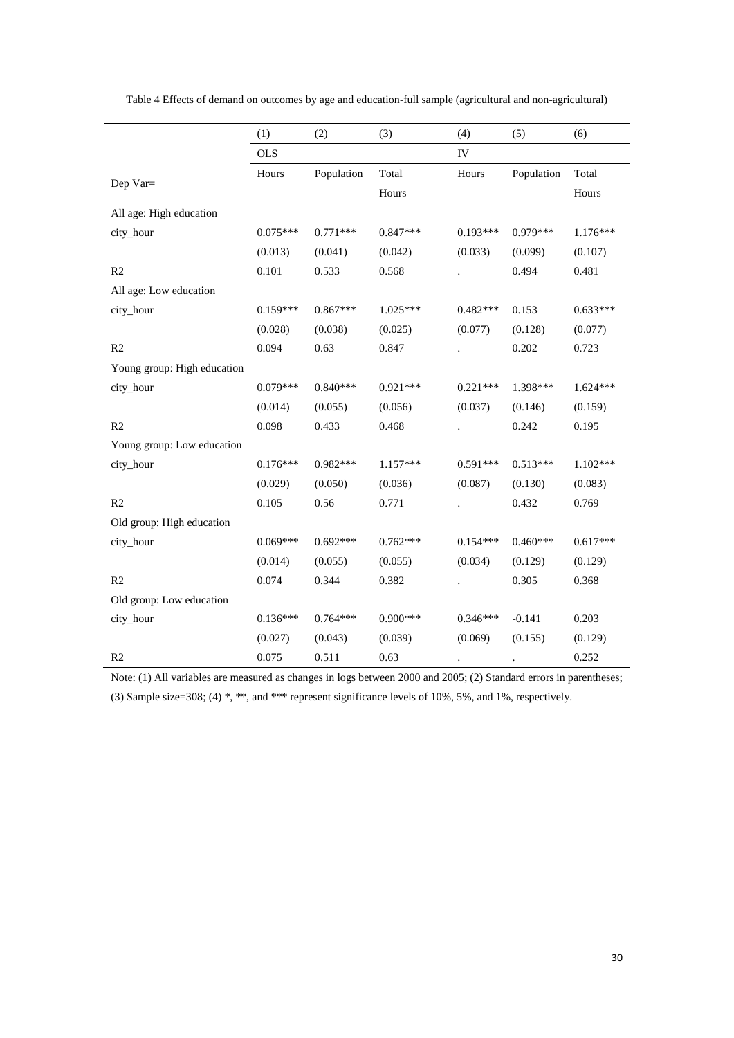Table 4 Effects of demand on outcomes by age and education-full sample (agricultural and non-agricultural)

| | (1) | (2) | (3) | (4) | (5) | (6) |
|---|---|---|---|---|---|---|
| | OLS | | | IV | | |
| Dep Var= | Hours | Population | Total Hours | Hours | Population | Total Hours |
| All age: High education | | | | | | |
| city_hour | 0.075*** | 0.771*** | 0.847*** | 0.193*** | 0.979*** | 1.176*** |
| | (0.013) | (0.041) | (0.042) | (0.033) | (0.099) | (0.107) |
| R2 | 0.101 | 0.533 | 0.568 | . | 0.494 | 0.481 |
| All age: Low education | | | | | | |
| city_hour | 0.159*** | 0.867*** | 1.025*** | 0.482*** | 0.153 | 0.633*** |
| | (0.028) | (0.038) | (0.025) | (0.077) | (0.128) | (0.077) |
| R2 | 0.094 | 0.63 | 0.847 | . | 0.202 | 0.723 |
| Young group: High education | | | | | | |
| city_hour | 0.079*** | 0.840*** | 0.921*** | 0.221*** | 1.398*** | 1.624*** |
| | (0.014) | (0.055) | (0.056) | (0.037) | (0.146) | (0.159) |
| R2 | 0.098 | 0.433 | 0.468 | . | 0.242 | 0.195 |
| Young group: Low education | | | | | | |
| city_hour | 0.176*** | 0.982*** | 1.157*** | 0.591*** | 0.513*** | 1.102*** |
| | (0.029) | (0.050) | (0.036) | (0.087) | (0.130) | (0.083) |
| R2 | 0.105 | 0.56 | 0.771 | . | 0.432 | 0.769 |
| Old group: High education | | | | | | |
| city_hour | 0.069*** | 0.692*** | 0.762*** | 0.154*** | 0.460*** | 0.617*** |
| | (0.014) | (0.055) | (0.055) | (0.034) | (0.129) | (0.129) |
| R2 | 0.074 | 0.344 | 0.382 | . | 0.305 | 0.368 |
| Old group: Low education | | | | | | |
| city_hour | 0.136*** | 0.764*** | 0.900*** | 0.346*** | -0.141 | 0.203 |
| | (0.027) | (0.043) | (0.039) | (0.069) | (0.155) | (0.129) |
| R2 | 0.075 | 0.511 | 0.63 | . | . | 0.252 |

Note: (1) All variables are measured as changes in logs between 2000 and 2005; (2) Standard errors in parentheses; (3) Sample size=308; (4) *, **, and *** represent significance levels of 10%, 5%, and 1%, respectively.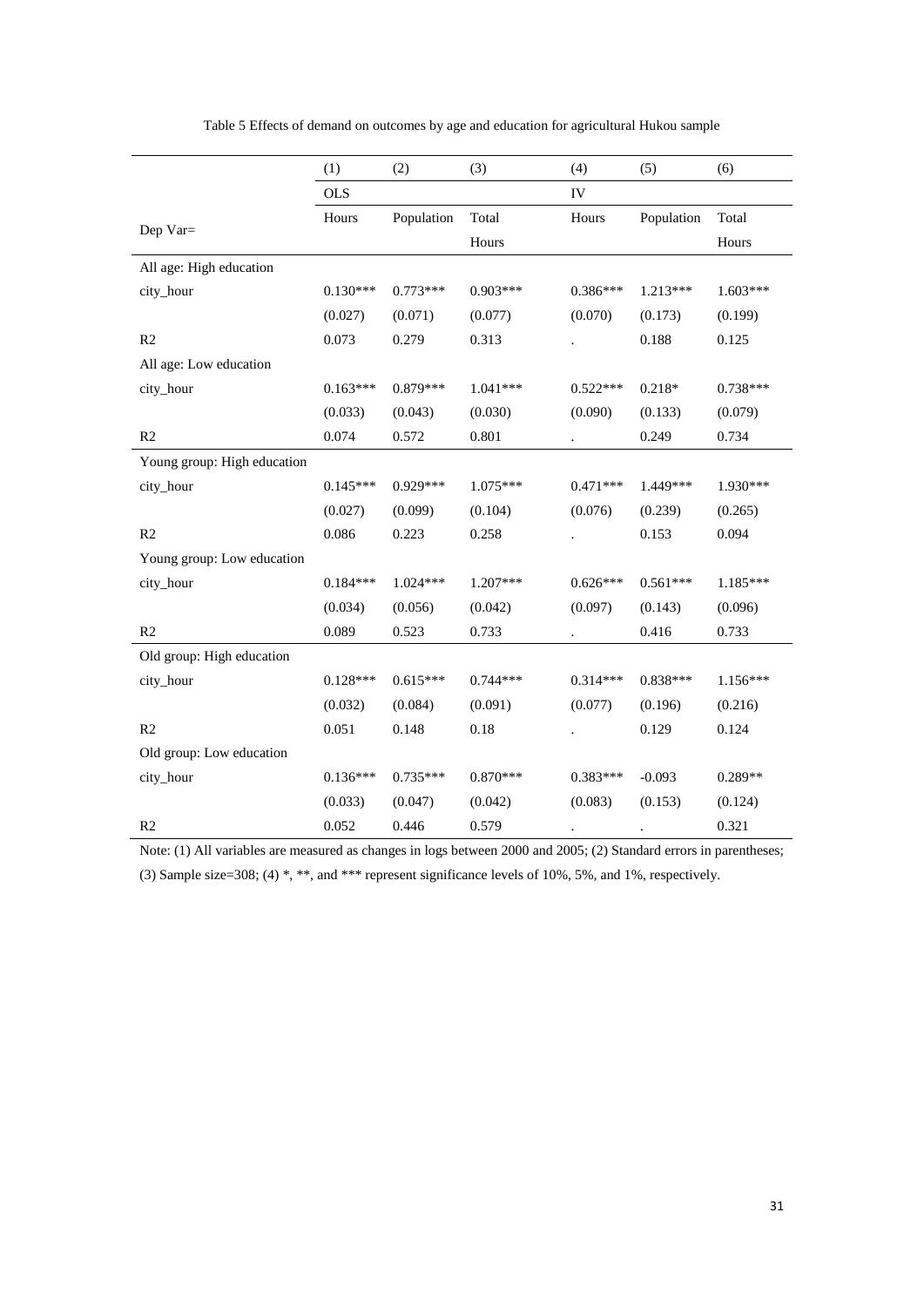Table 5 Effects of demand on outcomes by age and education for agricultural Hukou sample

| | (1) | (2) | (3) | (4) | (5) | (6) |
|---|---|---|---|---|---|---|
| | OLS | | | IV | | |
| Dep Var= | Hours | Population | Total Hours | Hours | Population | Total Hours |
| All age: High education | | | | | | |
| city_hour | 0.130*** | 0.773*** | 0.903*** | 0.386*** | 1.213*** | 1.603*** |
| | (0.027) | (0.071) | (0.077) | (0.070) | (0.173) | (0.199) |
| R2 | 0.073 | 0.279 | 0.313 | . | 0.188 | 0.125 |
| All age: Low education | | | | | | |
| city_hour | 0.163*** | 0.879*** | 1.041*** | 0.522*** | 0.218* | 0.738*** |
| | (0.033) | (0.043) | (0.030) | (0.090) | (0.133) | (0.079) |
| R2 | 0.074 | 0.572 | 0.801 | . | 0.249 | 0.734 |
| Young group: High education | | | | | | |
| city_hour | 0.145*** | 0.929*** | 1.075*** | 0.471*** | 1.449*** | 1.930*** |
| | (0.027) | (0.099) | (0.104) | (0.076) | (0.239) | (0.265) |
| R2 | 0.086 | 0.223 | 0.258 | . | 0.153 | 0.094 |
| Young group: Low education | | | | | | |
| city_hour | 0.184*** | 1.024*** | 1.207*** | 0.626*** | 0.561*** | 1.185*** |
| | (0.034) | (0.056) | (0.042) | (0.097) | (0.143) | (0.096) |
| R2 | 0.089 | 0.523 | 0.733 | . | 0.416 | 0.733 |
| Old group: High education | | | | | | |
| city_hour | 0.128*** | 0.615*** | 0.744*** | 0.314*** | 0.838*** | 1.156*** |
| | (0.032) | (0.084) | (0.091) | (0.077) | (0.196) | (0.216) |
| R2 | 0.051 | 0.148 | 0.18 | . | 0.129 | 0.124 |
| Old group: Low education | | | | | | |
| city_hour | 0.136*** | 0.735*** | 0.870*** | 0.383*** | -0.093 | 0.289** |
| | (0.033) | (0.047) | (0.042) | (0.083) | (0.153) | (0.124) |
| R2 | 0.052 | 0.446 | 0.579 | . | . | 0.321 |

Note: (1) All variables are measured as changes in logs between 2000 and 2005; (2) Standard errors in parentheses; (3) Sample size=308; (4) *, **, and *** represent significance levels of 10%, 5%, and 1%, respectively.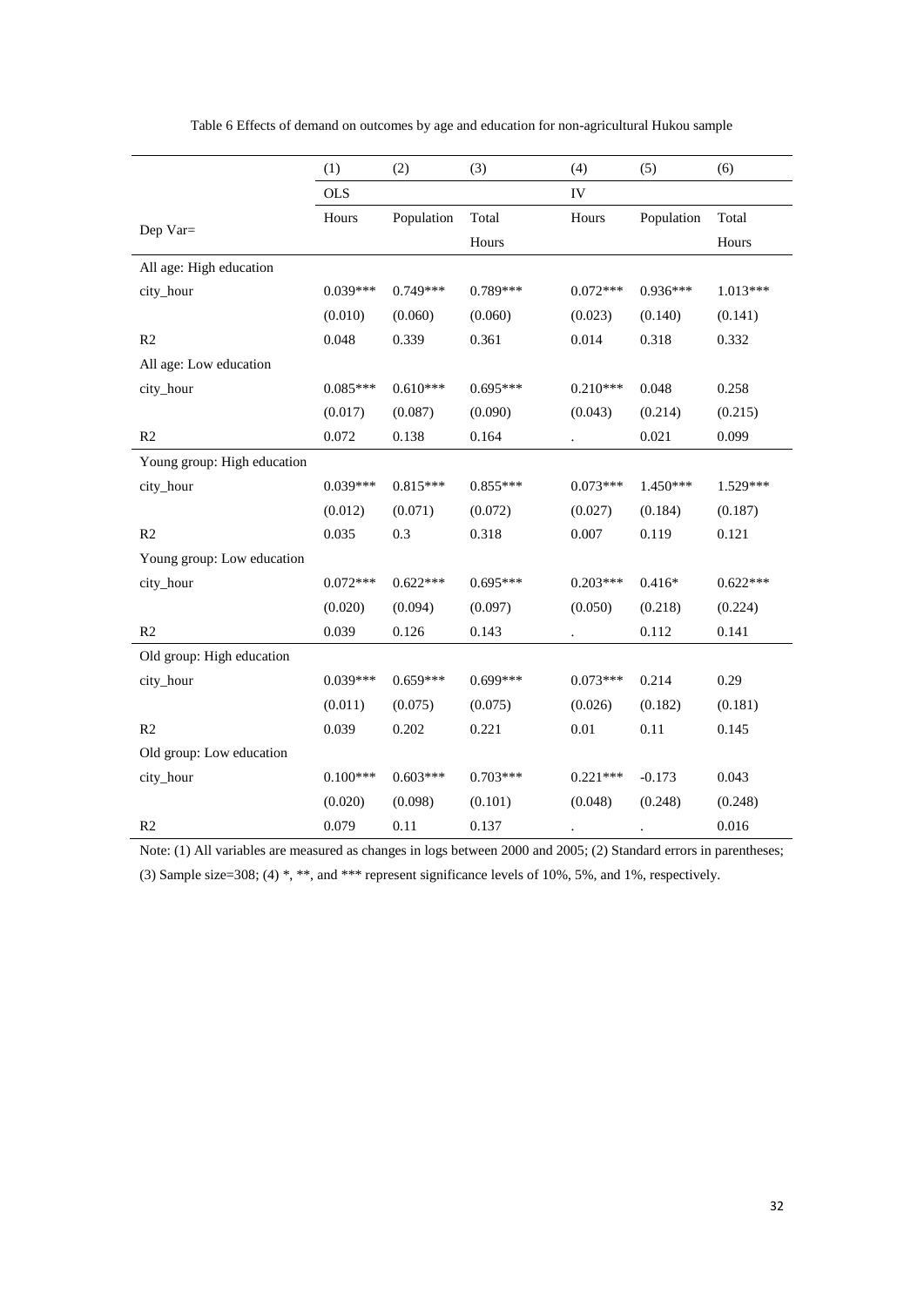Table 6 Effects of demand on outcomes by age and education for non-agricultural Hukou sample

| | (1) | (2) | (3) | (4) | (5) | (6) |
|---|---|---|---|---|---|---|
| | OLS | | | IV | | |
| Dep Var= | Hours | Population | Total Hours | Hours | Population | Total Hours |
| All age: High education | | | | | | |
| city_hour | 0.039*** | 0.749*** | 0.789*** | 0.072*** | 0.936*** | 1.013*** |
| | (0.010) | (0.060) | (0.060) | (0.023) | (0.140) | (0.141) |
| R2 | 0.048 | 0.339 | 0.361 | 0.014 | 0.318 | 0.332 |
| All age: Low education | | | | | | |
| city_hour | 0.085*** | 0.610*** | 0.695*** | 0.210*** | 0.048 | 0.258 |
| | (0.017) | (0.087) | (0.090) | (0.043) | (0.214) | (0.215) |
| R2 | 0.072 | 0.138 | 0.164 | . | 0.021 | 0.099 |
| Young group: High education | | | | | | |
| city_hour | 0.039*** | 0.815*** | 0.855*** | 0.073*** | 1.450*** | 1.529*** |
| | (0.012) | (0.071) | (0.072) | (0.027) | (0.184) | (0.187) |
| R2 | 0.035 | 0.3 | 0.318 | 0.007 | 0.119 | 0.121 |
| Young group: Low education | | | | | | |
| city_hour | 0.072*** | 0.622*** | 0.695*** | 0.203*** | 0.416* | 0.622*** |
| | (0.020) | (0.094) | (0.097) | (0.050) | (0.218) | (0.224) |
| R2 | 0.039 | 0.126 | 0.143 | . | 0.112 | 0.141 |
| Old group: High education | | | | | | |
| city_hour | 0.039*** | 0.659*** | 0.699*** | 0.073*** | 0.214 | 0.29 |
| | (0.011) | (0.075) | (0.075) | (0.026) | (0.182) | (0.181) |
| R2 | 0.039 | 0.202 | 0.221 | 0.01 | 0.11 | 0.145 |
| Old group: Low education | | | | | | |
| city_hour | 0.100*** | 0.603*** | 0.703*** | 0.221*** | -0.173 | 0.043 |
| | (0.020) | (0.098) | (0.101) | (0.048) | (0.248) | (0.248) |
| R2 | 0.079 | 0.11 | 0.137 | . | . | 0.016 |

Note: (1) All variables are measured as changes in logs between 2000 and 2005; (2) Standard errors in parentheses; (3) Sample size=308; (4) *, **, and *** represent significance levels of 10%, 5%, and 1%, respectively.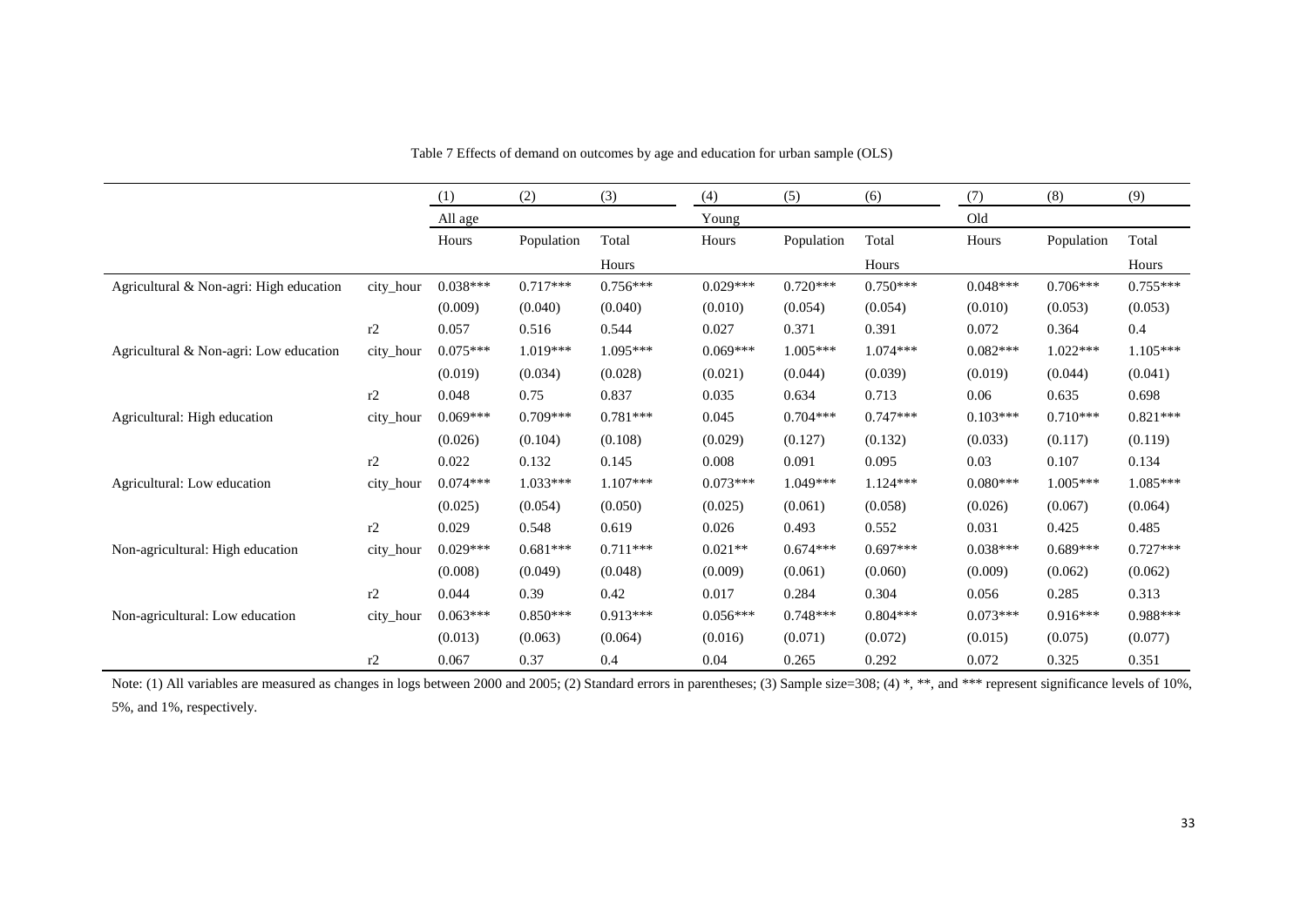Table 7 Effects of demand on outcomes by age and education for urban sample (OLS)

| | | (1) | (2) | (3) | (4) | (5) | (6) | (7) | (8) | (9) |
|---|---|---|---|---|---|---|---|---|---|---|
| | | All age | | | Young | | | Old | | |
| | | Hours | Population | Total Hours | Hours | Population | Total Hours | Hours | Population | Total Hours |
| Agricultural & Non-agri: High education | city_hour | 0.038*** | 0.717*** | 0.756*** | 0.029*** | 0.720*** | 0.750*** | 0.048*** | 0.706*** | 0.755*** |
| | | (0.009) | (0.040) | (0.040) | (0.010) | (0.054) | (0.054) | (0.010) | (0.053) | (0.053) |
| | r2 | 0.057 | 0.516 | 0.544 | 0.027 | 0.371 | 0.391 | 0.072 | 0.364 | 0.4 |
| Agricultural & Non-agri: Low education | city_hour | 0.075*** | 1.019*** | 1.095*** | 0.069*** | 1.005*** | 1.074*** | 0.082*** | 1.022*** | 1.105*** |
| | | (0.019) | (0.034) | (0.028) | (0.021) | (0.044) | (0.039) | (0.019) | (0.044) | (0.041) |
| | r2 | 0.048 | 0.75 | 0.837 | 0.035 | 0.634 | 0.713 | 0.06 | 0.635 | 0.698 |
| Agricultural: High education | city_hour | 0.069*** | 0.709*** | 0.781*** | 0.045 | 0.704*** | 0.747*** | 0.103*** | 0.710*** | 0.821*** |
| | | (0.026) | (0.104) | (0.108) | (0.029) | (0.127) | (0.132) | (0.033) | (0.117) | (0.119) |
| | r2 | 0.022 | 0.132 | 0.145 | 0.008 | 0.091 | 0.095 | 0.03 | 0.107 | 0.134 |
| Agricultural: Low education | city_hour | 0.074*** | 1.033*** | 1.107*** | 0.073*** | 1.049*** | 1.124*** | 0.080*** | 1.005*** | 1.085*** |
| | | (0.025) | (0.054) | (0.050) | (0.025) | (0.061) | (0.058) | (0.026) | (0.067) | (0.064) |
| | r2 | 0.029 | 0.548 | 0.619 | 0.026 | 0.493 | 0.552 | 0.031 | 0.425 | 0.485 |
| Non-agricultural: High education | city_hour | 0.029*** | 0.681*** | 0.711*** | 0.021** | 0.674*** | 0.697*** | 0.038*** | 0.689*** | 0.727*** |
| | | (0.008) | (0.049) | (0.048) | (0.009) | (0.061) | (0.060) | (0.009) | (0.062) | (0.062) |
| | r2 | 0.044 | 0.39 | 0.42 | 0.017 | 0.284 | 0.304 | 0.056 | 0.285 | 0.313 |
| Non-agricultural: Low education | city_hour | 0.063*** | 0.850*** | 0.913*** | 0.056*** | 0.748*** | 0.804*** | 0.073*** | 0.916*** | 0.988*** |
| | | (0.013) | (0.063) | (0.064) | (0.016) | (0.071) | (0.072) | (0.015) | (0.075) | (0.077) |
| | r2 | 0.067 | 0.37 | 0.4 | 0.04 | 0.265 | 0.292 | 0.072 | 0.325 | 0.351 |

Note: (1) All variables are measured as changes in logs between 2000 and 2005; (2) Standard errors in parentheses; (3) Sample size=308; (4) *, **, and *** represent significance levels of 10%, 5%, and 1%, respectively.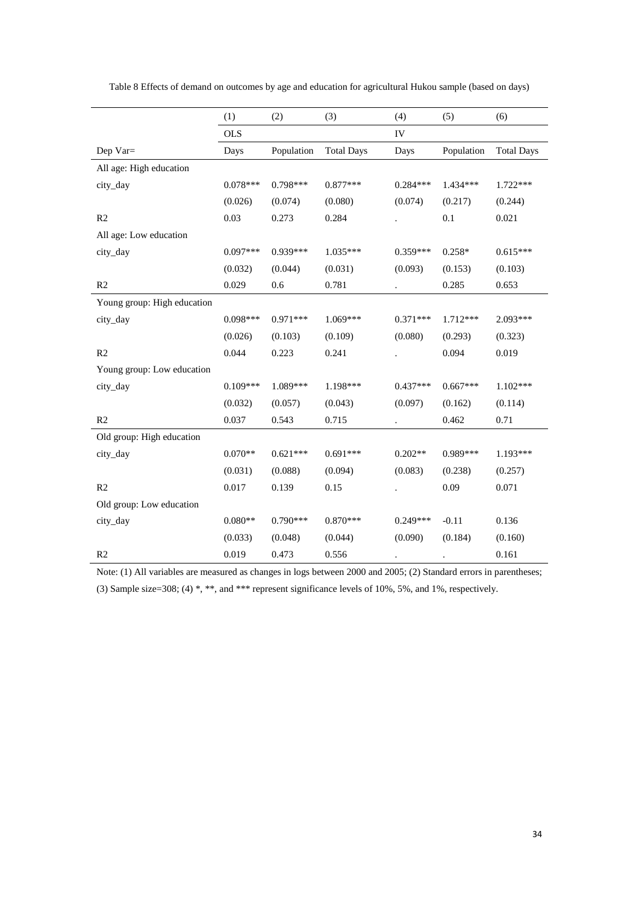Table 8 Effects of demand on outcomes by age and education for agricultural Hukou sample (based on days)

| | (1) | (2) | (3) | (4) | (5) | (6) |
|---|---|---|---|---|---|---|
| | OLS | | | IV | | |
| Dep Var= | Days | Population | Total Days | Days | Population | Total Days |
| All age: High education | | | | | | |
| city_day | 0.078*** | 0.798*** | 0.877*** | 0.284*** | 1.434*** | 1.722*** |
| | (0.026) | (0.074) | (0.080) | (0.074) | (0.217) | (0.244) |
| R2 | 0.03 | 0.273 | 0.284 | . | 0.1 | 0.021 |
| All age: Low education | | | | | | |
| city_day | 0.097*** | 0.939*** | 1.035*** | 0.359*** | 0.258* | 0.615*** |
| | (0.032) | (0.044) | (0.031) | (0.093) | (0.153) | (0.103) |
| R2 | 0.029 | 0.6 | 0.781 | . | 0.285 | 0.653 |
| Young group: High education | | | | | | |
| city_day | 0.098*** | 0.971*** | 1.069*** | 0.371*** | 1.712*** | 2.093*** |
| | (0.026) | (0.103) | (0.109) | (0.080) | (0.293) | (0.323) |
| R2 | 0.044 | 0.223 | 0.241 | . | 0.094 | 0.019 |
| Young group: Low education | | | | | | |
| city_day | 0.109*** | 1.089*** | 1.198*** | 0.437*** | 0.667*** | 1.102*** |
| | (0.032) | (0.057) | (0.043) | (0.097) | (0.162) | (0.114) |
| R2 | 0.037 | 0.543 | 0.715 | . | 0.462 | 0.71 |
| Old group: High education | | | | | | |
| city_day | 0.070** | 0.621*** | 0.691*** | 0.202** | 0.989*** | 1.193*** |
| | (0.031) | (0.088) | (0.094) | (0.083) | (0.238) | (0.257) |
| R2 | 0.017 | 0.139 | 0.15 | . | 0.09 | 0.071 |
| Old group: Low education | | | | | | |
| city_day | 0.080** | 0.790*** | 0.870*** | 0.249*** | -0.11 | 0.136 |
| | (0.033) | (0.048) | (0.044) | (0.090) | (0.184) | (0.160) |
| R2 | 0.019 | 0.473 | 0.556 | . | . | 0.161 |

Note: (1) All variables are measured as changes in logs between 2000 and 2005; (2) Standard errors in parentheses; (3) Sample size=308; (4) *, **, and *** represent significance levels of 10%, 5%, and 1%, respectively.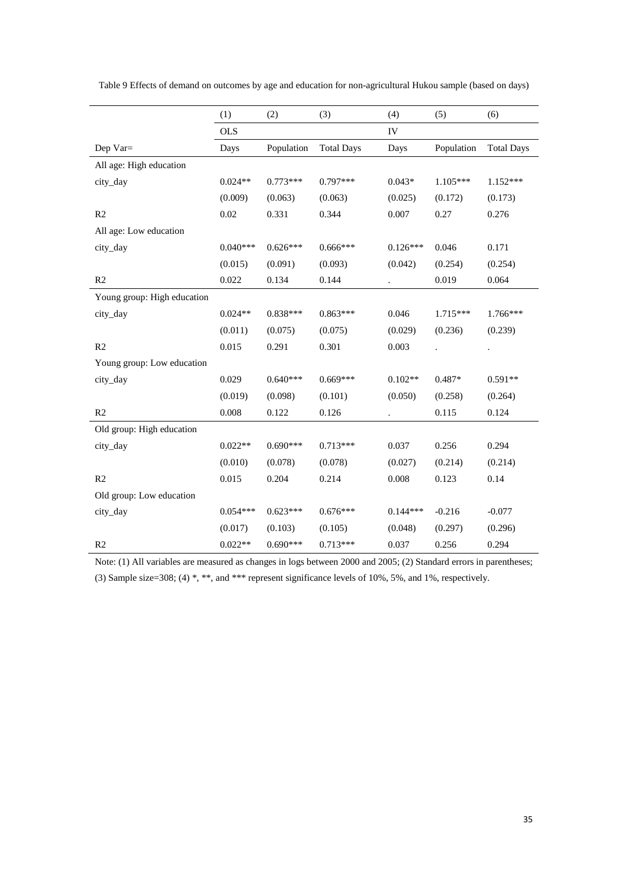Table 9 Effects of demand on outcomes by age and education for non-agricultural Hukou sample (based on days)

| | (1) | (2) | (3) | (4) | (5) | (6) |
|---|---|---|---|---|---|---|
| | OLS | | | IV | | |
| Dep Var= | Days | Population | Total Days | Days | Population | Total Days |
| All age: High education | | | | | | |
| city_day | 0.024** | 0.773*** | 0.797*** | 0.043* | 1.105*** | 1.152*** |
| | (0.009) | (0.063) | (0.063) | (0.025) | (0.172) | (0.173) |
| R2 | 0.02 | 0.331 | 0.344 | 0.007 | 0.27 | 0.276 |
| All age: Low education | | | | | | |
| city_day | 0.040*** | 0.626*** | 0.666*** | 0.126*** | 0.046 | 0.171 |
| | (0.015) | (0.091) | (0.093) | (0.042) | (0.254) | (0.254) |
| R2 | 0.022 | 0.134 | 0.144 | . | 0.019 | 0.064 |
| Young group: High education | | | | | | |
| city_day | 0.024** | 0.838*** | 0.863*** | 0.046 | 1.715*** | 1.766*** |
| | (0.011) | (0.075) | (0.075) | (0.029) | (0.236) | (0.239) |
| R2 | 0.015 | 0.291 | 0.301 | 0.003 | . | . |
| Young group: Low education | | | | | | |
| city_day | 0.029 | 0.640*** | 0.669*** | 0.102** | 0.487* | 0.591** |
| | (0.019) | (0.098) | (0.101) | (0.050) | (0.258) | (0.264) |
| R2 | 0.008 | 0.122 | 0.126 | . | 0.115 | 0.124 |
| Old group: High education | | | | | | |
| city_day | 0.022** | 0.690*** | 0.713*** | 0.037 | 0.256 | 0.294 |
| | (0.010) | (0.078) | (0.078) | (0.027) | (0.214) | (0.214) |
| R2 | 0.015 | 0.204 | 0.214 | 0.008 | 0.123 | 0.14 |
| Old group: Low education | | | | | | |
| city_day | 0.054*** | 0.623*** | 0.676*** | 0.144*** | -0.216 | -0.077 |
| | (0.017) | (0.103) | (0.105) | (0.048) | (0.297) | (0.296) |
| R2 | 0.022** | 0.690*** | 0.713*** | 0.037 | 0.256 | 0.294 |

Note: (1) All variables are measured as changes in logs between 2000 and 2005; (2) Standard errors in parentheses; (3) Sample size=308; (4) *, **, and *** represent significance levels of 10%, 5%, and 1%, respectively.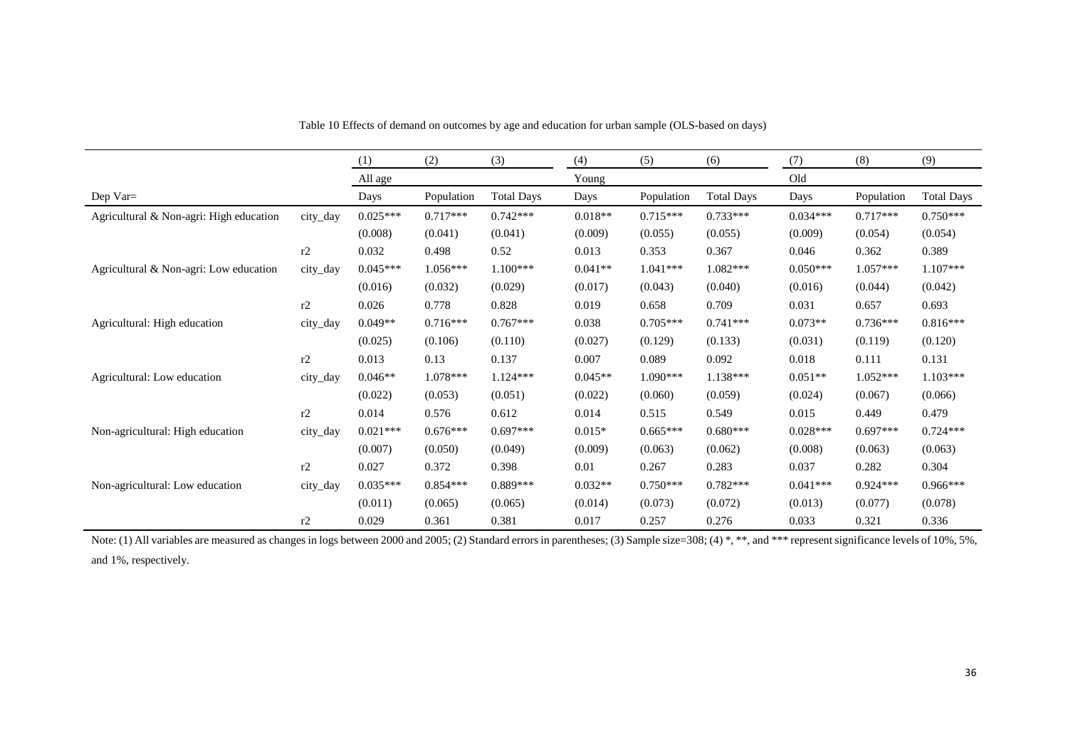Table 10 Effects of demand on outcomes by age and education for urban sample (OLS-based on days)

| | | (1) | (2) | (3) | (4) | (5) | (6) | (7) | (8) | (9) |
|---|---|---|---|---|---|---|---|---|---|---|
| | | All age | | | Young | | | Old | | |
| Dep Var= | | Days | Population | Total Days | Days | Population | Total Days | Days | Population | Total Days |
| Agricultural & Non-agri: High education | city_day | 0.025*** | 0.717*** | 0.742*** | 0.018** | 0.715*** | 0.733*** | 0.034*** | 0.717*** | 0.750*** |
| | | (0.008) | (0.041) | (0.041) | (0.009) | (0.055) | (0.055) | (0.009) | (0.054) | (0.054) |
| | r2 | 0.032 | 0.498 | 0.52 | 0.013 | 0.353 | 0.367 | 0.046 | 0.362 | 0.389 |
| Agricultural & Non-agri: Low education | city_day | 0.045*** | 1.056*** | 1.100*** | 0.041** | 1.041*** | 1.082*** | 0.050*** | 1.057*** | 1.107*** |
| | | (0.016) | (0.032) | (0.029) | (0.017) | (0.043) | (0.040) | (0.016) | (0.044) | (0.042) |
| | r2 | 0.026 | 0.778 | 0.828 | 0.019 | 0.658 | 0.709 | 0.031 | 0.657 | 0.693 |
| Agricultural: High education | city_day | 0.049** | 0.716*** | 0.767*** | 0.038 | 0.705*** | 0.741*** | 0.073** | 0.736*** | 0.816*** |
| | | (0.025) | (0.106) | (0.110) | (0.027) | (0.129) | (0.133) | (0.031) | (0.119) | (0.120) |
| | r2 | 0.013 | 0.13 | 0.137 | 0.007 | 0.089 | 0.092 | 0.018 | 0.111 | 0.131 |
| Agricultural: Low education | city_day | 0.046** | 1.078*** | 1.124*** | 0.045** | 1.090*** | 1.138*** | 0.051** | 1.052*** | 1.103*** |
| | | (0.022) | (0.053) | (0.051) | (0.022) | (0.060) | (0.059) | (0.024) | (0.067) | (0.066) |
| | r2 | 0.014 | 0.576 | 0.612 | 0.014 | 0.515 | 0.549 | 0.015 | 0.449 | 0.479 |
| Non-agricultural: High education | city_day | 0.021*** | 0.676*** | 0.697*** | 0.015* | 0.665*** | 0.680*** | 0.028*** | 0.697*** | 0.724*** |
| | | (0.007) | (0.050) | (0.049) | (0.009) | (0.063) | (0.062) | (0.008) | (0.063) | (0.063) |
| | r2 | 0.027 | 0.372 | 0.398 | 0.01 | 0.267 | 0.283 | 0.037 | 0.282 | 0.304 |
| Non-agricultural: Low education | city_day | 0.035*** | 0.854*** | 0.889*** | 0.032** | 0.750*** | 0.782*** | 0.041*** | 0.924*** | 0.966*** |
| | | (0.011) | (0.065) | (0.065) | (0.014) | (0.073) | (0.072) | (0.013) | (0.077) | (0.078) |
| | r2 | 0.029 | 0.361 | 0.381 | 0.017 | 0.257 | 0.276 | 0.033 | 0.321 | 0.336 |

Note: (1) All variables are measured as changes in logs between 2000 and 2005; (2) Standard errors in parentheses; (3) Sample size=308; (4) *, **, and *** represent significance levels of 10%, 5%, and 1%, respectively.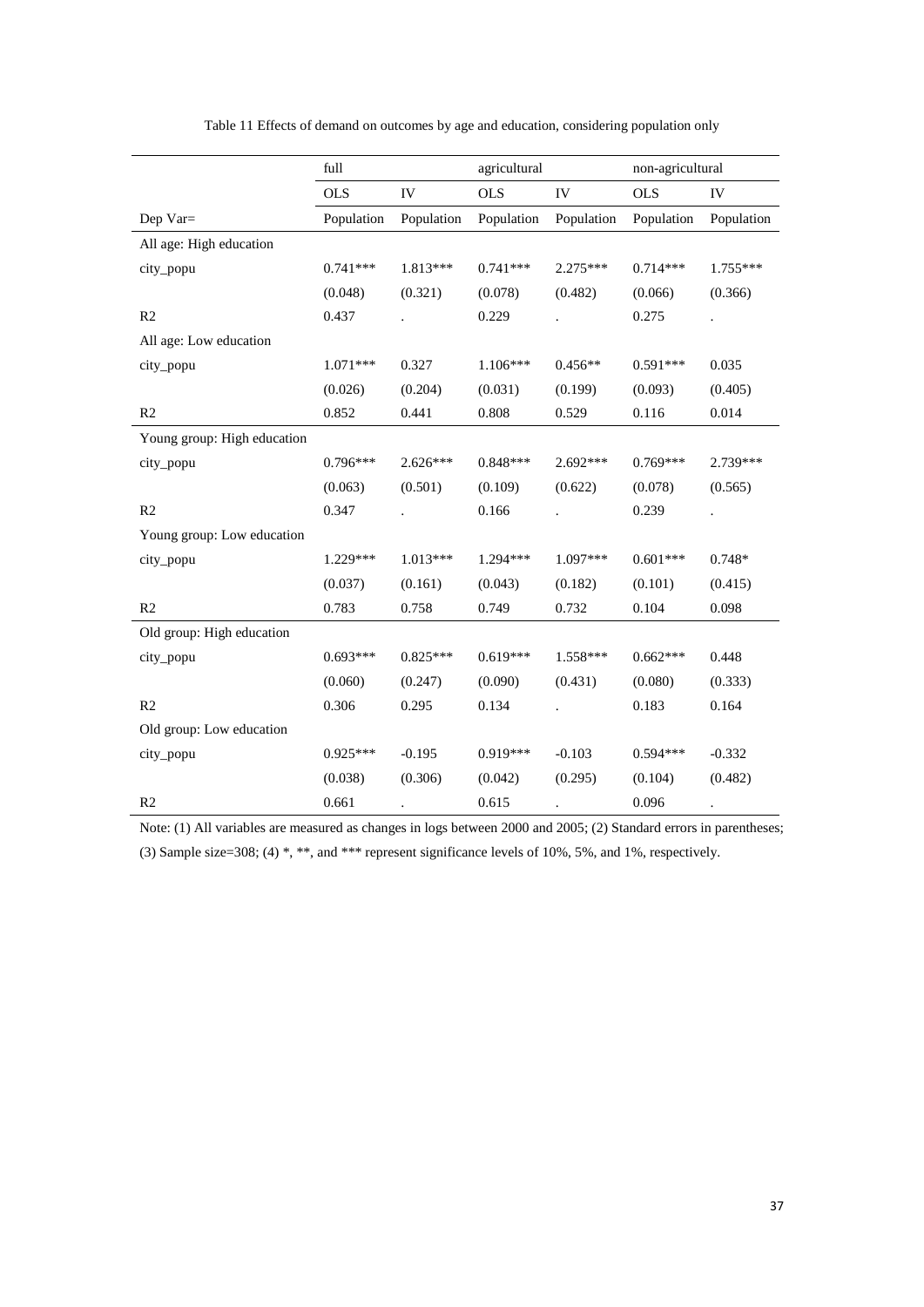Table 11 Effects of demand on outcomes by age and education, considering population only

| | full | | agricultural | | non-agricultural | |
|---|---|---|---|---|---|---|
| | OLS | IV | OLS | IV | OLS | IV |
| Dep Var= | Population | Population | Population | Population | Population | Population |
| All age: High education | | | | | | |
| city_popu | 0.741*** | 1.813*** | 0.741*** | 2.275*** | 0.714*** | 1.755*** |
| | (0.048) | (0.321) | (0.078) | (0.482) | (0.066) | (0.366) |
| R2 | 0.437 | . | 0.229 | . | 0.275 | . |
| All age: Low education | | | | | | |
| city_popu | 1.071*** | 0.327 | 1.106*** | 0.456** | 0.591*** | 0.035 |
| | (0.026) | (0.204) | (0.031) | (0.199) | (0.093) | (0.405) |
| R2 | 0.852 | 0.441 | 0.808 | 0.529 | 0.116 | 0.014 |
| Young group: High education | | | | | | |
| city_popu | 0.796*** | 2.626*** | 0.848*** | 2.692*** | 0.769*** | 2.739*** |
| | (0.063) | (0.501) | (0.109) | (0.622) | (0.078) | (0.565) |
| R2 | 0.347 | . | 0.166 | . | 0.239 | . |
| Young group: Low education | | | | | | |
| city_popu | 1.229*** | 1.013*** | 1.294*** | 1.097*** | 0.601*** | 0.748* |
| | (0.037) | (0.161) | (0.043) | (0.182) | (0.101) | (0.415) |
| R2 | 0.783 | 0.758 | 0.749 | 0.732 | 0.104 | 0.098 |
| Old group: High education | | | | | | |
| city_popu | 0.693*** | 0.825*** | 0.619*** | 1.558*** | 0.662*** | 0.448 |
| | (0.060) | (0.247) | (0.090) | (0.431) | (0.080) | (0.333) |
| R2 | 0.306 | 0.295 | 0.134 | . | 0.183 | 0.164 |
| Old group: Low education | | | | | | |
| city_popu | 0.925*** | -0.195 | 0.919*** | -0.103 | 0.594*** | -0.332 |
| | (0.038) | (0.306) | (0.042) | (0.295) | (0.104) | (0.482) |
| R2 | 0.661 | . | 0.615 | . | 0.096 | . |

Note: (1) All variables are measured as changes in logs between 2000 and 2005; (2) Standard errors in parentheses; (3) Sample size=308; (4) *, **, and *** represent significance levels of 10%, 5%, and 1%, respectively.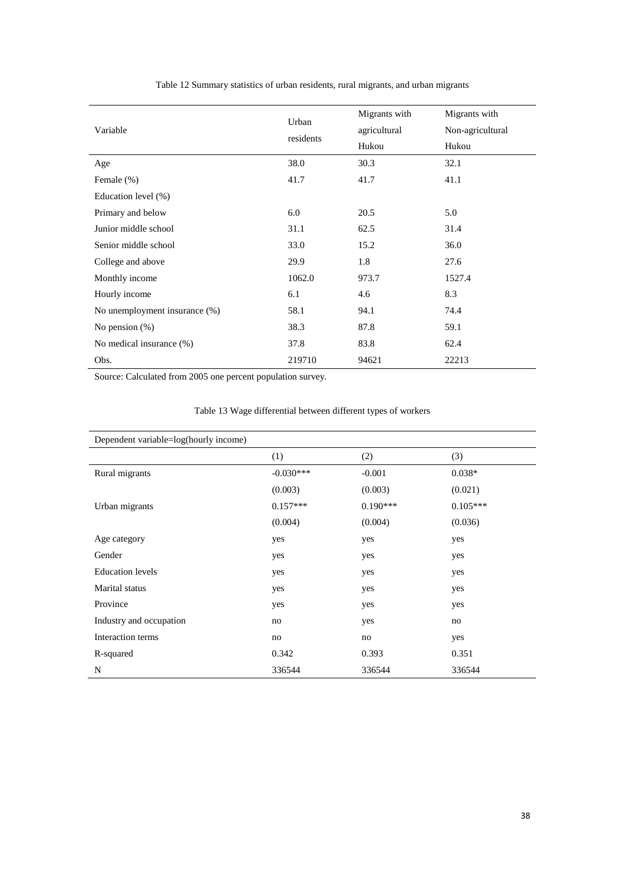Table 12 Summary statistics of urban residents, rural migrants, and urban migrants

| Variable | Urban residents | Migrants with agricultural Hukou | Migrants with Non-agricultural Hukou |
|---|---|---|---|
| Age | 38.0 | 30.3 | 32.1 |
| Female (%) | 41.7 | 41.7 | 41.1 |
| Education level (%) | | | |
| Primary and below | 6.0 | 20.5 | 5.0 |
| Junior middle school | 31.1 | 62.5 | 31.4 |
| Senior middle school | 33.0 | 15.2 | 36.0 |
| College and above | 29.9 | 1.8 | 27.6 |
| Monthly income | 1062.0 | 973.7 | 1527.4 |
| Hourly income | 6.1 | 4.6 | 8.3 |
| No unemployment insurance (%) | 58.1 | 94.1 | 74.4 |
| No pension (%) | 38.3 | 87.8 | 59.1 |
| No medical insurance (%) | 37.8 | 83.8 | 62.4 |
| Obs. | 219710 | 94621 | 22213 |

Source: Calculated from 2005 one percent population survey.

Table 13 Wage differential between different types of workers

| Dependent variable=log(hourly income) | | | |
|---|---|---|---|
| | (1) | (2) | (3) |
| Rural migrants | -0.030*** | -0.001 | 0.038* |
| | (0.003) | (0.003) | (0.021) |
| Urban migrants | 0.157*** | 0.190*** | 0.105*** |
| | (0.004) | (0.004) | (0.036) |
| Age category | yes | yes | yes |
| Gender | yes | yes | yes |
| Education levels | yes | yes | yes |
| Marital status | yes | yes | yes |
| Province | yes | yes | yes |
| Industry and occupation | no | yes | no |
| Interaction terms | no | no | yes |
| R-squared | 0.342 | 0.393 | 0.351 |
| N | 336544 | 336544 | 336544 |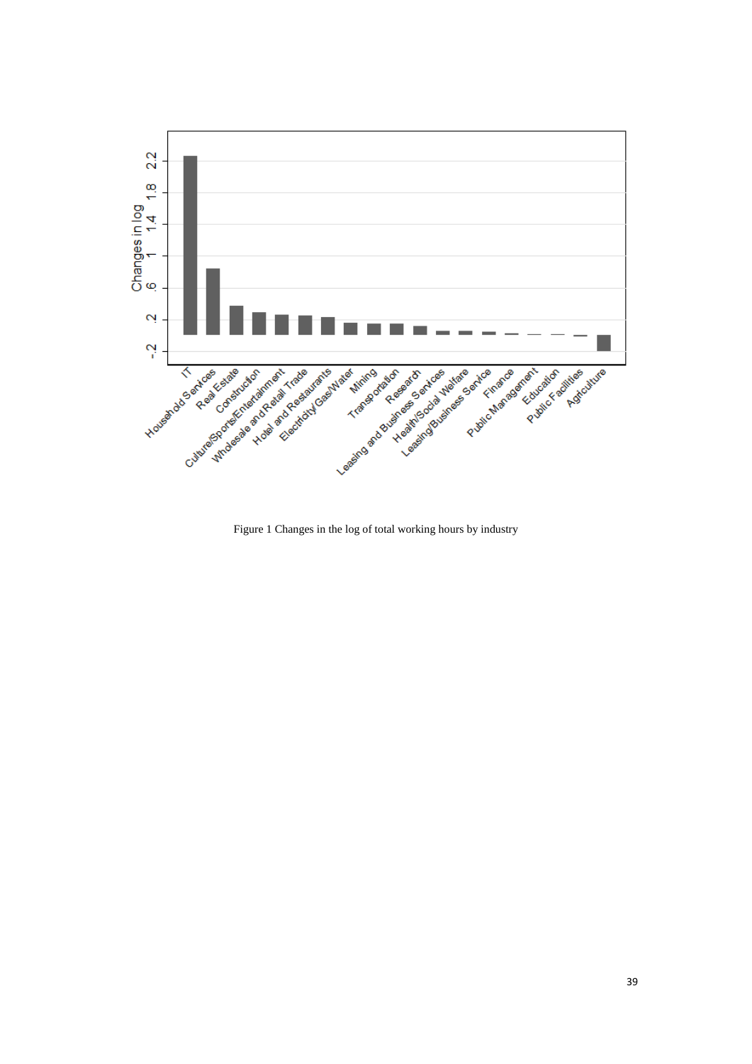Figure 1 Changes in the log of total working hours by industry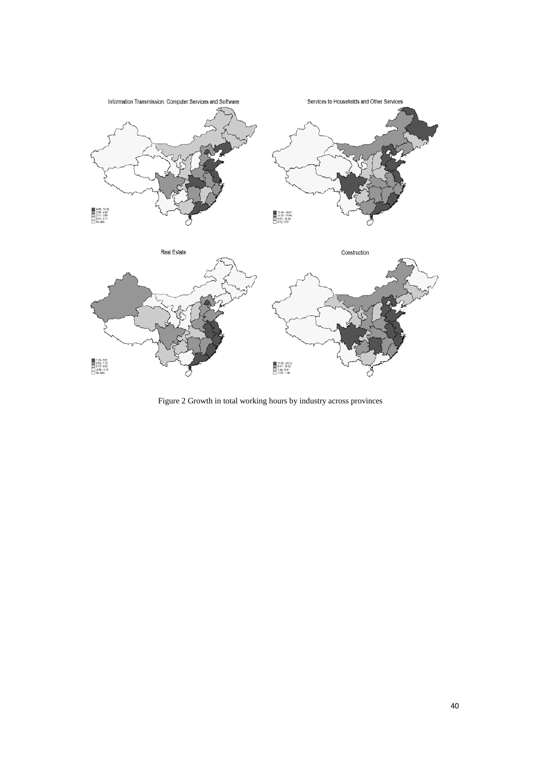Information Transmission, Computer Services and Software

Services to Households and Other Services

Real Estate

Construction

Figure 2 Growth in total working hours by industry across provinces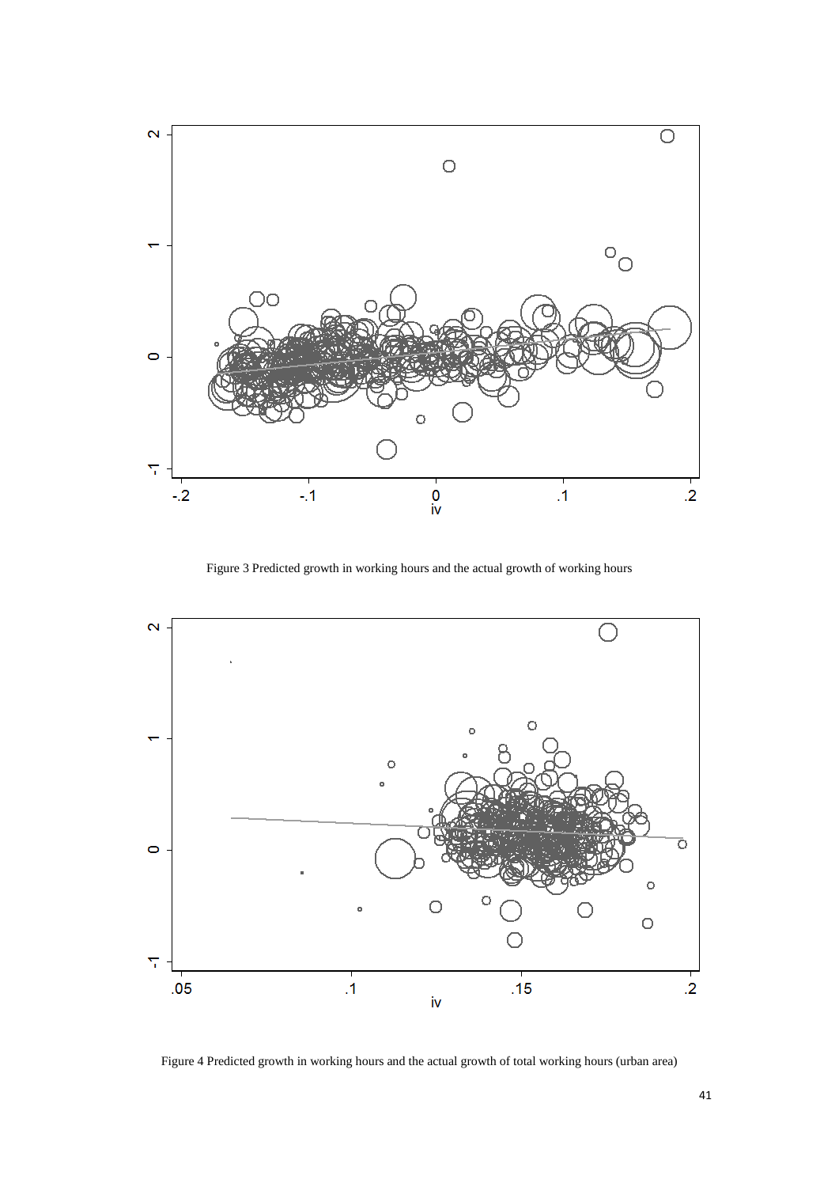Figure 3 Predicted growth in working hours and the actual growth of working hours

Figure 4 Predicted growth in working hours and the actual growth of total working hours (urban area)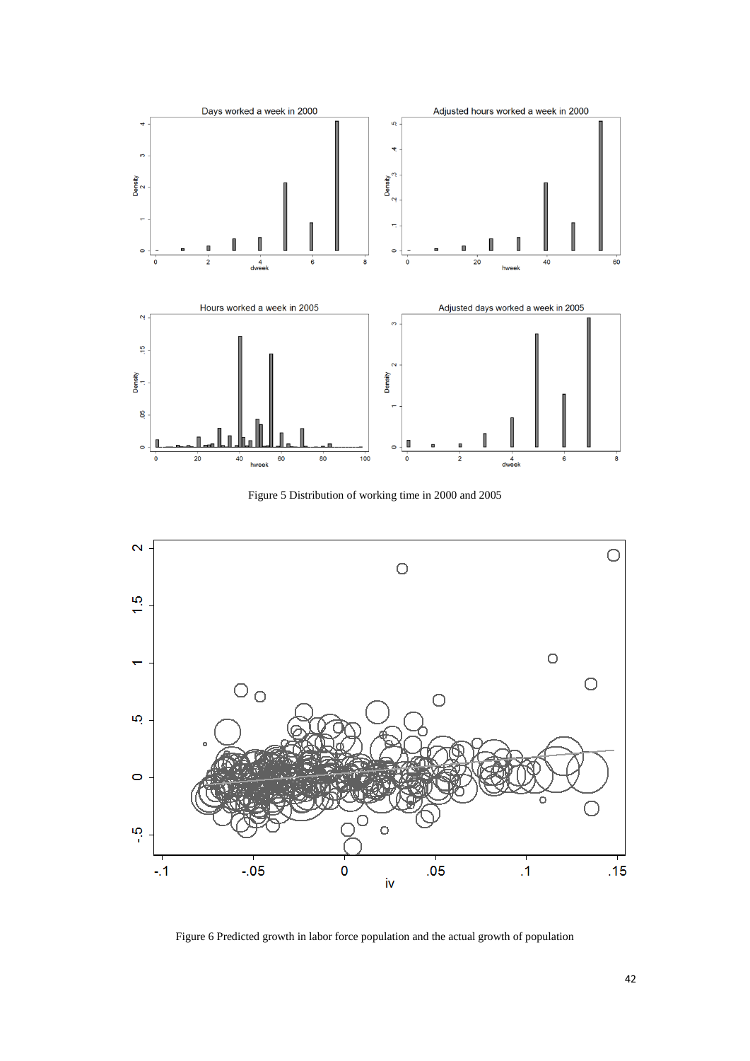Figure 5 Distribution of working time in 2000 and 2005

Figure 6 Predicted growth in labor force population and the actual growth of population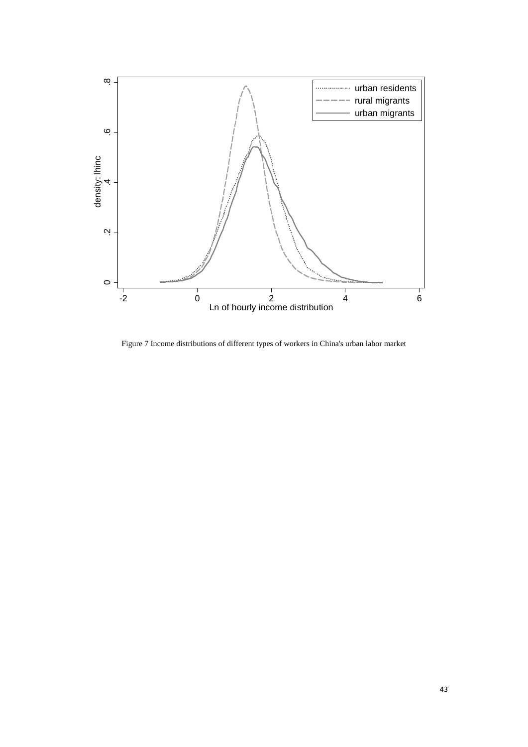Figure 7 Income distributions of different types of workers in China's urban labor market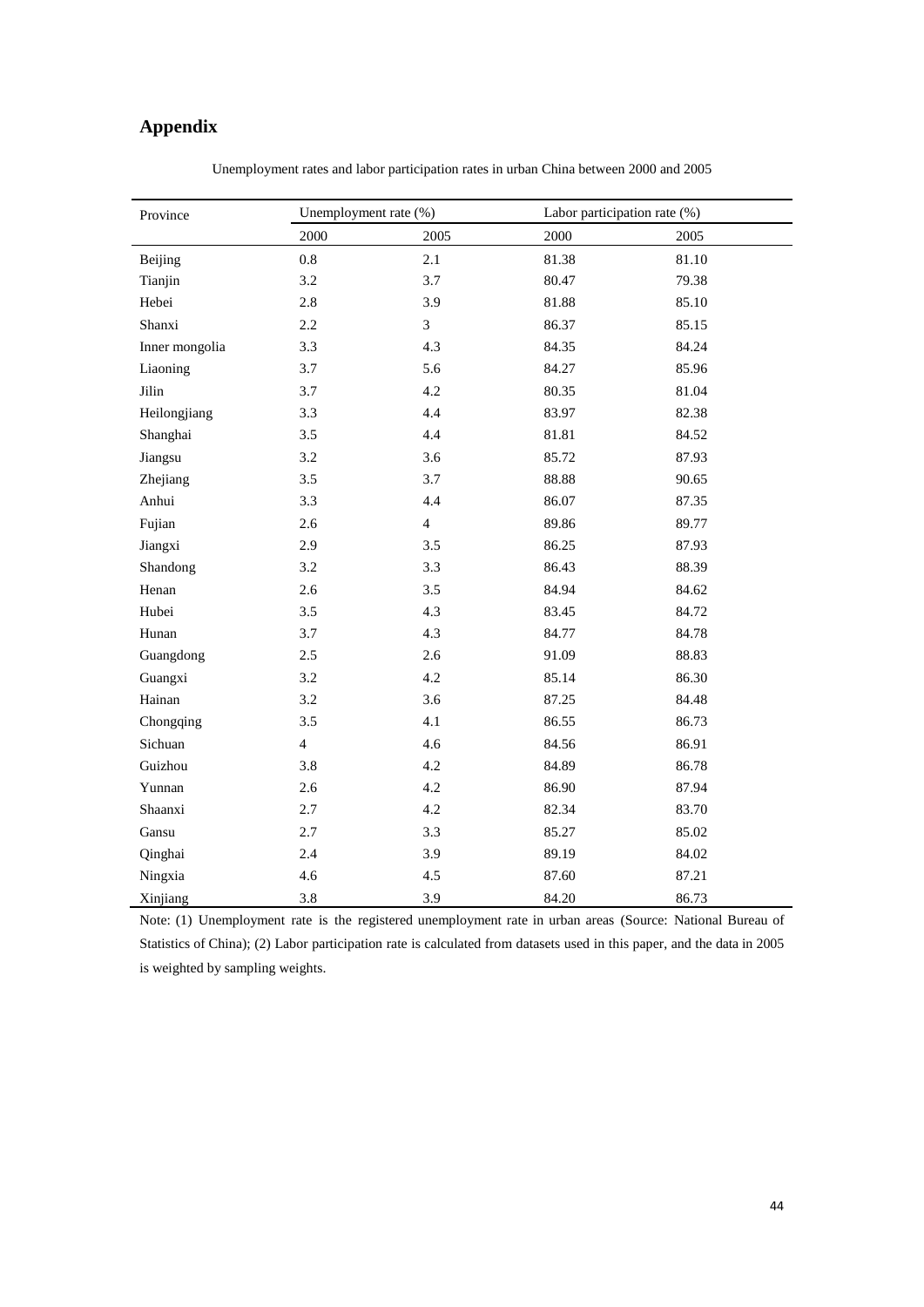## Appendix

Unemployment rates and labor participation rates in urban China between 2000 and 2005

| Province | Unemployment rate (%) | | Labor participation rate (%) | |
|---|---|---|---|---|
| | 2000 | 2005 | 2000 | 2005 |
| Beijing | 0.8 | 2.1 | 81.38 | 81.10 |
| Tianjin | 3.2 | 3.7 | 80.47 | 79.38 |
| Hebei | 2.8 | 3.9 | 81.88 | 85.10 |
| Shanxi | 2.2 | 3 | 86.37 | 85.15 |
| Inner mongolia | 3.3 | 4.3 | 84.35 | 84.24 |
| Liaoning | 3.7 | 5.6 | 84.27 | 85.96 |
| Jilin | 3.7 | 4.2 | 80.35 | 81.04 |
| Heilongjiang | 3.3 | 4.4 | 83.97 | 82.38 |
| Shanghai | 3.5 | 4.4 | 81.81 | 84.52 |
| Jiangsu | 3.2 | 3.6 | 85.72 | 87.93 |
| Zhejiang | 3.5 | 3.7 | 88.88 | 90.65 |
| Anhui | 3.3 | 4.4 | 86.07 | 87.35 |
| Fujian | 2.6 | 4 | 89.86 | 89.77 |
| Jiangxi | 2.9 | 3.5 | 86.25 | 87.93 |
| Shandong | 3.2 | 3.3 | 86.43 | 88.39 |
| Henan | 2.6 | 3.5 | 84.94 | 84.62 |
| Hubei | 3.5 | 4.3 | 83.45 | 84.72 |
| Hunan | 3.7 | 4.3 | 84.77 | 84.78 |
| Guangdong | 2.5 | 2.6 | 91.09 | 88.83 |
| Guangxi | 3.2 | 4.2 | 85.14 | 86.30 |
| Hainan | 3.2 | 3.6 | 87.25 | 84.48 |
| Chongqing | 3.5 | 4.1 | 86.55 | 86.73 |
| Sichuan | 4 | 4.6 | 84.56 | 86.91 |
| Guizhou | 3.8 | 4.2 | 84.89 | 86.78 |
| Yunnan | 2.6 | 4.2 | 86.90 | 87.94 |
| Shaanxi | 2.7 | 4.2 | 82.34 | 83.70 |
| Gansu | 2.7 | 3.3 | 85.27 | 85.02 |
| Qinghai | 2.4 | 3.9 | 89.19 | 84.02 |
| Ningxia | 4.6 | 4.5 | 87.60 | 87.21 |
| Xinjiang | 3.8 | 3.9 | 84.20 | 86.73 |

Note: (1) Unemployment rate is the registered unemployment rate in urban areas (Source: National Bureau of Statistics of China); (2) Labor participation rate is calculated from datasets used in this paper, and the data in 2005 is weighted by sampling weights.